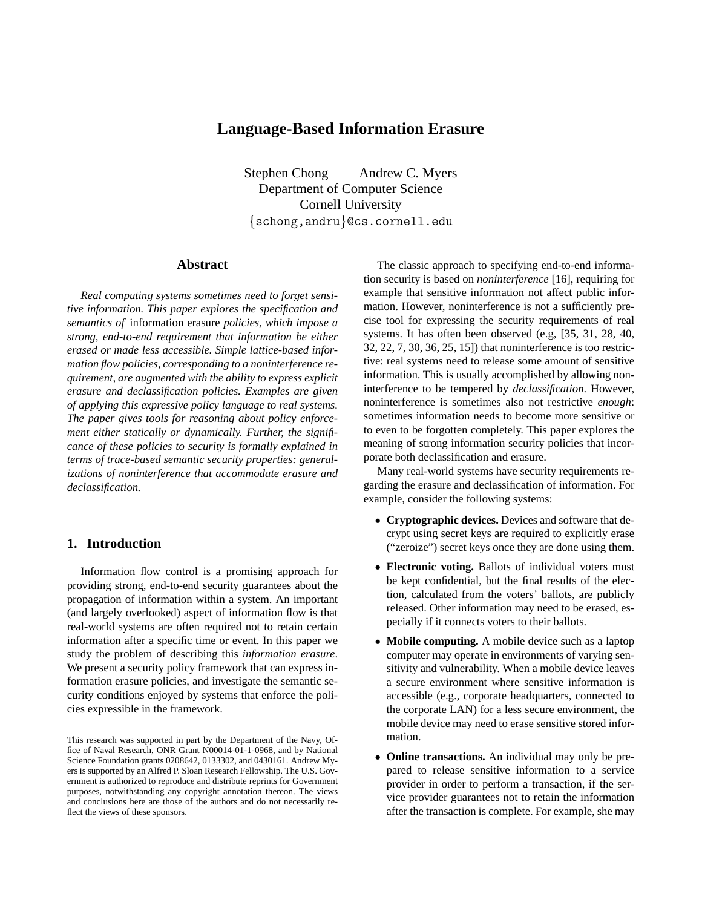# Language-Based Information Erasure

Stephen Chong    Andrew C. Myers
Department of Computer Science
Cornell University
{schong,andru}@cs.cornell.edu

## Abstract

*Real computing systems sometimes need to forget sensitive information. This paper explores the specification and semantics of* information erasure *policies, which impose a strong, end-to-end requirement that information be either erased or made less accessible. Simple lattice-based information flow policies, corresponding to a noninterference requirement, are augmented with the ability to express explicit erasure and declassification policies. Examples are given of applying this expressive policy language to real systems. The paper gives tools for reasoning about policy enforcement either statically or dynamically. Further, the significance of these policies to security is formally explained in terms of trace-based semantic security properties: generalizations of noninterference that accommodate erasure and declassification.*

## 1. Introduction

Information flow control is a promising approach for providing strong, end-to-end security guarantees about the propagation of information within a system. An important (and largely overlooked) aspect of information flow is that real-world systems are often required not to retain certain information after a specific time or event. In this paper we study the problem of describing this *information erasure*. We present a security policy framework that can express information erasure policies, and investigate the semantic security conditions enjoyed by systems that enforce the policies expressible in the framework.

The classic approach to specifying end-to-end information security is based on *noninterference* [16], requiring for example that sensitive information not affect public information. However, noninterference is not a sufficiently precise tool for expressing the security requirements of real systems. It has often been observed (e.g, [35, 31, 28, 40, 32, 22, 7, 30, 36, 25, 15]) that noninterference is too restrictive: real systems need to release some amount of sensitive information. This is usually accomplished by allowing noninterference to be tempered by *declassification*. However, noninterference is sometimes also not restrictive *enough*: sometimes information needs to become more sensitive or to even to be forgotten completely. This paper explores the meaning of strong information security policies that incorporate both declassification and erasure.

Many real-world systems have security requirements regarding the erasure and declassification of information. For example, consider the following systems:

- **Cryptographic devices.** Devices and software that decrypt using secret keys are required to explicitly erase ("zeroize") secret keys once they are done using them.
- **Electronic voting.** Ballots of individual voters must be kept confidential, but the final results of the election, calculated from the voters' ballots, are publicly released. Other information may need to be erased, especially if it connects voters to their ballots.
- **Mobile computing.** A mobile device such as a laptop computer may operate in environments of varying sensitivity and vulnerability. When a mobile device leaves a secure environment where sensitive information is accessible (e.g., corporate headquarters, connected to the corporate LAN) for a less secure environment, the mobile device may need to erase sensitive stored information.
- **Online transactions.** An individual may only be prepared to release sensitive information to a service provider in order to perform a transaction, if the service provider guarantees not to retain the information after the transaction is complete. For example, she may

This research was supported in part by the Department of the Navy, Office of Naval Research, ONR Grant N00014-01-1-0968, and by National Science Foundation grants 0208642, 0133302, and 0430161. Andrew Myers is supported by an Alfred P. Sloan Research Fellowship. The U.S. Government is authorized to reproduce and distribute reprints for Government purposes, notwithstanding any copyright annotation thereon. The views and conclusions here are those of the authors and do not necessarily reflect the views of these sponsors.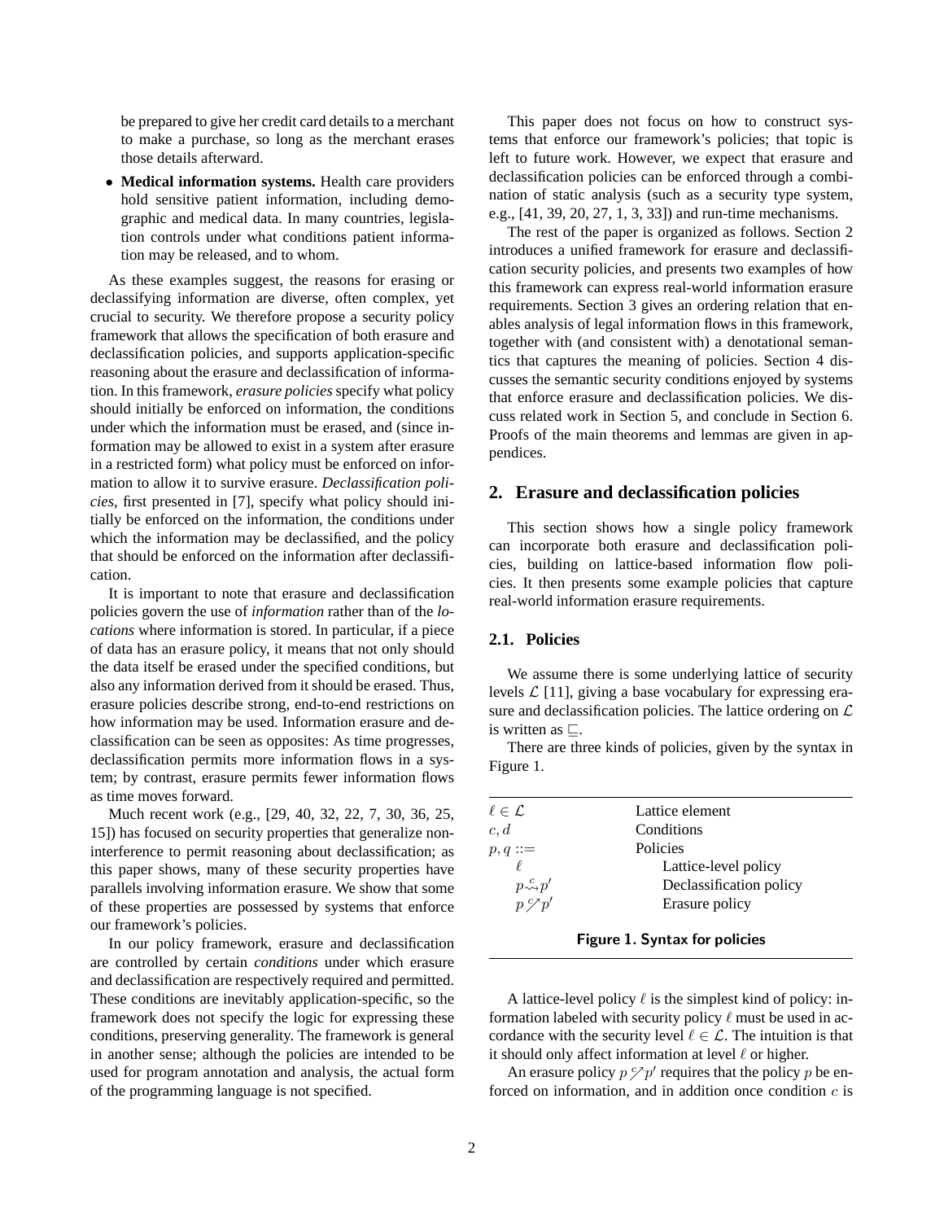be prepared to give her credit card details to a merchant to make a purchase, so long as the merchant erases those details afterward.

- **Medical information systems.** Health care providers hold sensitive patient information, including demographic and medical data. In many countries, legislation controls under what conditions patient information may be released, and to whom.

As these examples suggest, the reasons for erasing or declassifying information are diverse, often complex, yet crucial to security. We therefore propose a security policy framework that allows the specification of both erasure and declassification policies, and supports application-specific reasoning about the erasure and declassification of information. In this framework, *erasure policies* specify what policy should initially be enforced on information, the conditions under which the information must be erased, and (since information may be allowed to exist in a system after erasure in a restricted form) what policy must be enforced on information to allow it to survive erasure. *Declassification policies*, first presented in [7], specify what policy should initially be enforced on the information, the conditions under which the information may be declassified, and the policy that should be enforced on the information after declassification.

It is important to note that erasure and declassification policies govern the use of *information* rather than of the *locations* where information is stored. In particular, if a piece of data has an erasure policy, it means that not only should the data itself be erased under the specified conditions, but also any information derived from it should be erased. Thus, erasure policies describe strong, end-to-end restrictions on how information may be used. Information erasure and declassification can be seen as opposites: As time progresses, declassification permits more information flows in a system; by contrast, erasure permits fewer information flows as time moves forward.

Much recent work (e.g., [29, 40, 32, 22, 7, 30, 36, 25, 15]) has focused on security properties that generalize noninterference to permit reasoning about declassification; as this paper shows, many of these security properties have parallels involving information erasure. We show that some of these properties are possessed by systems that enforce our framework's policies.

In our policy framework, erasure and declassification are controlled by certain *conditions* under which erasure and declassification are respectively required and permitted. These conditions are inevitably application-specific, so the framework does not specify the logic for expressing these conditions, preserving generality. The framework is general in another sense; although the policies are intended to be used for program annotation and analysis, the actual form of the programming language is not specified.

This paper does not focus on how to construct systems that enforce our framework's policies; that topic is left to future work. However, we expect that erasure and declassification policies can be enforced through a combination of static analysis (such as a security type system, e.g., [41, 39, 20, 27, 1, 3, 33]) and run-time mechanisms.

The rest of the paper is organized as follows. Section 2 introduces a unified framework for erasure and declassification security policies, and presents two examples of how this framework can express real-world information erasure requirements. Section 3 gives an ordering relation that enables analysis of legal information flows in this framework, together with (and consistent with) a denotational semantics that captures the meaning of policies. Section 4 discusses the semantic security conditions enjoyed by systems that enforce erasure and declassification policies. We discuss related work in Section 5, and conclude in Section 6. Proofs of the main theorems and lemmas are given in appendices.

## 2. Erasure and declassification policies

This section shows how a single policy framework can incorporate both erasure and declassification policies, building on lattice-based information flow policies. It then presents some example policies that capture real-world information erasure requirements.

### 2.1. Policies

We assume there is some underlying lattice of security levels $\mathcal{L}$ [11], giving a base vocabulary for expressing erasure and declassification policies. The lattice ordering on $\mathcal{L}$ is written as $\sqsubseteq$.

There are three kinds of policies, given by the syntax in Figure 1.

| | |
|---|---|
| $\ell \in \mathcal{L}$ | Lattice element |
| $c, d$ | Conditions |
| $p, q ::=$ | Policies |
| $\quad \ell$ | Lattice-level policy |
| $\quad p \overset{c}{\rightsquigarrow} p'$ | Declassification policy |
| $\quad p \overset{c}{\nearrow} p'$ | Erasure policy |

**Figure 1. Syntax for policies**

A lattice-level policy $\ell$ is the simplest kind of policy: information labeled with security policy $\ell$ must be used in accordance with the security level $\ell \in \mathcal{L}$. The intuition is that it should only affect information at level $\ell$ or higher.

An erasure policy $p \overset{c}{\nearrow} p'$ requires that the policy $p$ be enforced on information, and in addition once condition $c$ is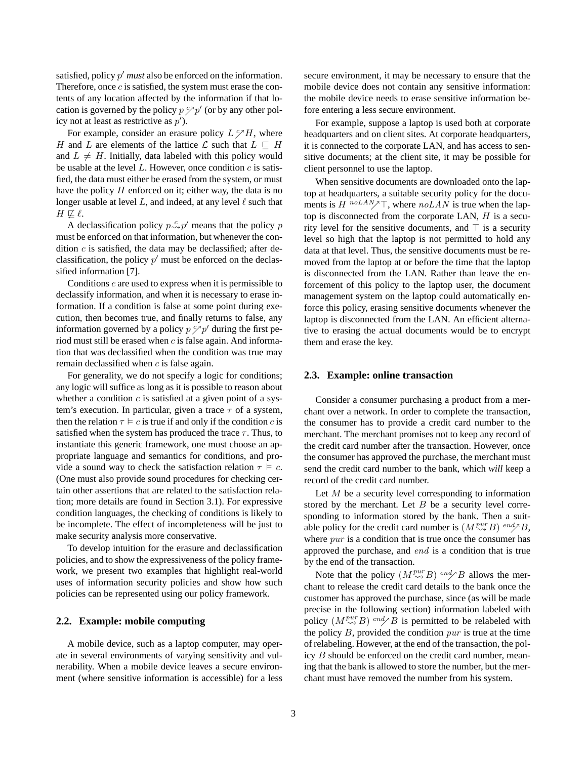satisfied, policy $p'$ *must* also be enforced on the information. Therefore, once $c$ is satisfied, the system must erase the contents of any location affected by the information if that location is governed by the policy $p \overset{c}{\nearrow} p'$ (or by any other policy not at least as restrictive as $p'$).

For example, consider an erasure policy $L \overset{c}{\nearrow} H$, where $H$ and $L$ are elements of the lattice $\mathcal{L}$ such that $L \sqsubseteq H$ and $L \neq H$. Initially, data labeled with this policy would be usable at the level $L$. However, once condition $c$ is satisfied, the data must either be erased from the system, or must have the policy $H$ enforced on it; either way, the data is no longer usable at level $L$, and indeed, at any level $\ell$ such that $H \not\sqsubseteq \ell$.

A declassification policy $p \overset{c}{\rightsquigarrow} p'$ means that the policy $p$ must be enforced on that information, but whenever the condition $c$ is satisfied, the data may be declassified; after declassification, the policy $p'$ must be enforced on the declassified information [7].

Conditions $c$ are used to express when it is permissible to declassify information, and when it is necessary to erase information. If a condition is false at some point during execution, then becomes true, and finally returns to false, any information governed by a policy $p \overset{c}{\nearrow} p'$ during the first period must still be erased when $c$ is false again. And information that was declassified when the condition was true may remain declassified when $c$ is false again.

For generality, we do not specify a logic for conditions; any logic will suffice as long as it is possible to reason about whether a condition $c$ is satisfied at a given point of a system's execution. In particular, given a trace $\tau$ of a system, then the relation $\tau \vDash c$ is true if and only if the condition $c$ is satisfied when the system has produced the trace $\tau$. Thus, to instantiate this generic framework, one must choose an appropriate language and semantics for conditions, and provide a sound way to check the satisfaction relation $\tau \vDash c$. (One must also provide sound procedures for checking certain other assertions that are related to the satisfaction relation; more details are found in Section 3.1). For expressive condition languages, the checking of conditions is likely to be incomplete. The effect of incompleteness will be just to make security analysis more conservative.

To develop intuition for the erasure and declassification policies, and to show the expressiveness of the policy framework, we present two examples that highlight real-world uses of information security policies and show how such policies can be represented using our policy framework.

### 2.2. Example: mobile computing

A mobile device, such as a laptop computer, may operate in several environments of varying sensitivity and vulnerability. When a mobile device leaves a secure environment (where sensitive information is accessible) for a less secure environment, it may be necessary to ensure that the mobile device does not contain any sensitive information: the mobile device needs to erase sensitive information before entering a less secure environment.

For example, suppose a laptop is used both at corporate headquarters and on client sites. At corporate headquarters, it is connected to the corporate LAN, and has access to sensitive documents; at the client site, it may be possible for client personnel to use the laptop.

When sensitive documents are downloaded onto the laptop at headquarters, a suitable security policy for the documents is $H \overset{noLAN}{\nearrow} \top$, where $noLAN$ is true when the laptop is disconnected from the corporate LAN, $H$ is a security level for the sensitive documents, and $\top$ is a security level so high that the laptop is not permitted to hold any data at that level. Thus, the sensitive documents must be removed from the laptop at or before the time that the laptop is disconnected from the LAN. Rather than leave the enforcement of this policy to the laptop user, the document management system on the laptop could automatically enforce this policy, erasing sensitive documents whenever the laptop is disconnected from the LAN. An efficient alternative to erasing the actual documents would be to encrypt them and erase the key.

### 2.3. Example: online transaction

Consider a consumer purchasing a product from a merchant over a network. In order to complete the transaction, the consumer has to provide a credit card number to the merchant. The merchant promises not to keep any record of the credit card number after the transaction. However, once the consumer has approved the purchase, the merchant must send the credit card number to the bank, which *will* keep a record of the credit card number.

Let $M$ be a security level corresponding to information stored by the merchant. Let $B$ be a security level corresponding to information stored by the bank. Then a suitable policy for the credit card number is $(M \overset{pur}{\rightsquigarrow} B) \overset{end}{\nearrow} B$, where $pur$ is a condition that is true once the consumer has approved the purchase, and $end$ is a condition that is true by the end of the transaction.

Note that the policy $(M \overset{pur}{\rightsquigarrow} B) \overset{end}{\nearrow} B$ allows the merchant to release the credit card details to the bank once the customer has approved the purchase, since (as will be made precise in the following section) information labeled with policy $(M \overset{pur}{\rightsquigarrow} B) \overset{end}{\nearrow} B$ is permitted to be relabeled with the policy $B$, provided the condition $pur$ is true at the time of relabeling. However, at the end of the transaction, the policy $B$ should be enforced on the credit card number, meaning that the bank is allowed to store the number, but the merchant must have removed the number from his system.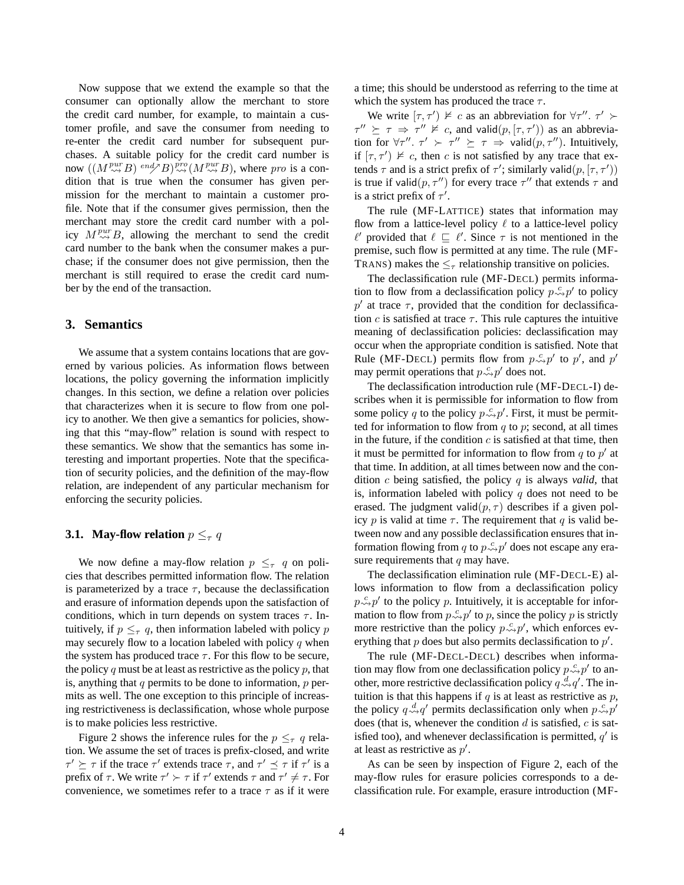Now suppose that we extend the example so that the consumer can optionally allow the merchant to store the credit card number, for example, to maintain a customer profile, and save the consumer from needing to re-enter the credit card number for subsequent purchases. A suitable policy for the credit card number is now $((M \overset{pur}{\rightsquigarrow} B) \overset{end}{\nearrow} B) \overset{pro}{\rightsquigarrow} (M \overset{pur}{\rightsquigarrow} B)$, where $pro$ is a condition that is true when the consumer has given permission for the merchant to maintain a customer profile. Note that if the consumer gives permission, then the merchant may store the credit card number with a policy $M \overset{pur}{\rightsquigarrow} B$, allowing the merchant to send the credit card number to the bank when the consumer makes a purchase; if the consumer does not give permission, then the merchant is still required to erase the credit card number by the end of the transaction.

## 3. Semantics

We assume that a system contains locations that are governed by various policies. As information flows between locations, the policy governing the information implicitly changes. In this section, we define a relation over policies that characterizes when it is secure to flow from one policy to another. We then give a semantics for policies, showing that this "may-flow" relation is sound with respect to these semantics. We show that the semantics has some interesting and important properties. Note that the specification of security policies, and the definition of the may-flow relation, are independent of any particular mechanism for enforcing the security policies.

### 3.1. May-flow relation $p \leq_\tau q$

We now define a may-flow relation $p \leq_\tau q$ on policies that describes permitted information flow. The relation is parameterized by a trace $\tau$, because the declassification and erasure of information depends upon the satisfaction of conditions, which in turn depends on system traces $\tau$. Intuitively, if $p \leq_\tau q$, then information labeled with policy $p$ may securely flow to a location labeled with policy $q$ when the system has produced trace $\tau$. For this flow to be secure, the policy $q$ must be at least as restrictive as the policy $p$, that is, anything that $q$ permits to be done to information, $p$ permits as well. The one exception to this principle of increasing restrictiveness is declassification, whose whole purpose is to make policies less restrictive.

Figure 2 shows the inference rules for the $p \leq_\tau q$ relation. We assume the set of traces is prefix-closed, and write $\tau' \succeq \tau$ if the trace $\tau'$ extends trace $\tau$, and $\tau' \preceq \tau$ if $\tau'$ is a prefix of $\tau$. We write $\tau' \succ \tau$ if $\tau'$ extends $\tau$ and $\tau' \neq \tau$. For convenience, we sometimes refer to a trace $\tau$ as if it were a time; this should be understood as referring to the time at which the system has produced the trace $\tau$.

We write $[\tau, \tau') \nvDash c$ as an abbreviation for $\forall \tau''.\ \tau' \succ \tau'' \succeq \tau \Rightarrow \tau'' \nvDash c$, and $\mathsf{valid}(p, [\tau, \tau'))$ as an abbreviation for $\forall \tau''.\ \tau' \succ \tau'' \succeq \tau \Rightarrow \mathsf{valid}(p, \tau'')$. Intuitively, if $[\tau, \tau') \nvDash c$, then $c$ is not satisfied by any trace that extends $\tau$ and is a strict prefix of $\tau'$; similarly $\mathsf{valid}(p, [\tau, \tau'))$ is true if $\mathsf{valid}(p, \tau'')$ for every trace $\tau''$ that extends $\tau$ and is a strict prefix of $\tau'$.

The rule (MF-LATTICE) states that information may flow from a lattice-level policy $\ell$ to a lattice-level policy $\ell'$ provided that $\ell \sqsubseteq \ell'$. Since $\tau$ is not mentioned in the premise, such flow is permitted at any time. The rule (MF-TRANS) makes the $\leq_\tau$ relationship transitive on policies.

The declassification rule (MF-DECL) permits information to flow from a declassification policy $p \overset{c}{\rightsquigarrow} p'$ to policy $p'$ at trace $\tau$, provided that the condition for declassification $c$ is satisfied at trace $\tau$. This rule captures the intuitive meaning of declassification policies: declassification may occur when the appropriate condition is satisfied. Note that Rule (MF-DECL) permits flow from $p \overset{c}{\rightsquigarrow} p'$ to $p'$, and $p'$ may permit operations that $p \overset{c}{\rightsquigarrow} p'$ does not.

The declassification introduction rule (MF-DECL-I) describes when it is permissible for information to flow from some policy $q$ to the policy $p \overset{c}{\rightsquigarrow} p'$. First, it must be permitted for information to flow from $q$ to $p$; second, at all times in the future, if the condition $c$ is satisfied at that time, then it must be permitted for information to flow from $q$ to $p'$ at that time. In addition, at all times between now and the condition $c$ being satisfied, the policy $q$ is always *valid*, that is, information labeled with policy $q$ does not need to be erased. The judgment $\mathsf{valid}(p, \tau)$ describes if a given policy $p$ is valid at time $\tau$. The requirement that $q$ is valid between now and any possible declassification ensures that information flowing from $q$ to $p \overset{c}{\rightsquigarrow} p'$ does not escape any erasure requirements that $q$ may have.

The declassification elimination rule (MF-DECL-E) allows information to flow from a declassification policy $p \overset{c}{\rightsquigarrow} p'$ to the policy $p$. Intuitively, it is acceptable for information to flow from $p \overset{c}{\rightsquigarrow} p'$ to $p$, since the policy $p$ is strictly more restrictive than the policy $p \overset{c}{\rightsquigarrow} p'$, which enforces everything that $p$ does but also permits declassification to $p'$.

The rule (MF-DECL-DECL) describes when information may flow from one declassification policy $p \overset{c}{\rightsquigarrow} p'$ to another, more restrictive declassification policy $q \overset{d}{\rightsquigarrow} q'$. The intuition is that this happens if $q$ is at least as restrictive as $p$, the policy $q \overset{d}{\rightsquigarrow} q'$ permits declassification only when $p \overset{c}{\rightsquigarrow} p'$ does (that is, whenever the condition $d$ is satisfied, $c$ is satisfied too), and whenever declassification is permitted, $q'$ is at least as restrictive as $p'$.

As can be seen by inspection of Figure 2, each of the may-flow rules for erasure policies corresponds to a declassification rule. For example, erasure introduction (MF-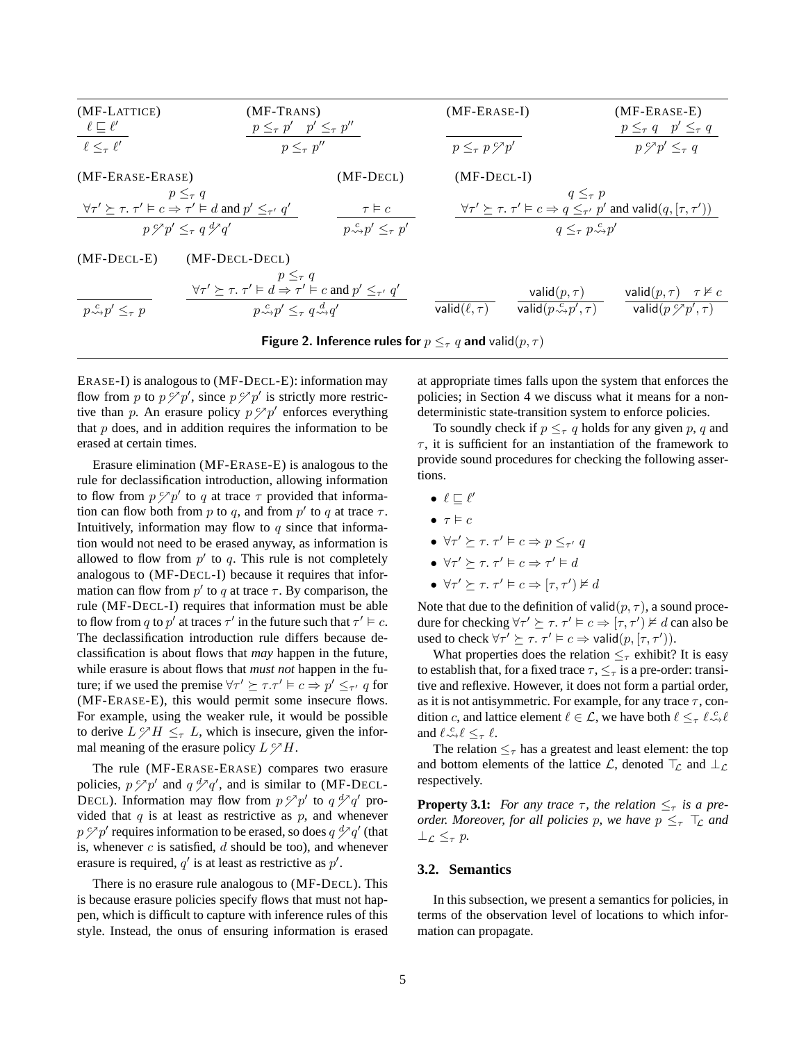(MF-LATTICE)
$$\frac{\ell \sqsubseteq \ell'}{\ell \leq_\tau \ell'}$$

(MF-TRANS)
$$\frac{p \leq_\tau p' \quad p' \leq_\tau p''}{p \leq_\tau p''}$$

(MF-ERASE-I)
$$\frac{}{p \leq_\tau p \,{}^{c}\!\nearrow\! p'}$$

(MF-ERASE-E)
$$\frac{p \leq_\tau q \quad p' \leq_\tau q}{p \,{}^{c}\!\nearrow\! p' \leq_\tau q}$$

(MF-ERASE-ERASE)
$$\frac{p \leq_\tau q \qquad \forall \tau' \succeq \tau.\ \tau' \vDash c \Rightarrow \tau' \vDash d \text{ and } p' \leq_{\tau'} q'}{p \,{}^{c}\!\nearrow\! p' \leq_\tau q \,{}^{d}\!\nearrow\! q'}$$

(MF-DECL)
$$\frac{\tau \vDash c}{p \overset{c}{\rightsquigarrow} p' \leq_\tau p'}$$

(MF-DECL-I)
$$\frac{q \leq_\tau p \qquad \forall \tau' \succeq \tau.\ \tau' \vDash c \Rightarrow q \leq_{\tau'} p' \text{ and } \mathsf{valid}(q, [\tau, \tau'))}{q \leq_\tau p \overset{c}{\rightsquigarrow} p'}$$

(MF-DECL-E)
$$\frac{}{p \overset{c}{\rightsquigarrow} p' \leq_\tau p}$$

(MF-DECL-DECL)
$$\frac{p \leq_\tau q \qquad \forall \tau' \succeq \tau.\ \tau' \vDash d \Rightarrow \tau' \vDash c \text{ and } p' \leq_{\tau'} q'}{p \overset{c}{\rightsquigarrow} p' \leq_\tau q \overset{d}{\rightsquigarrow} q'}$$

$$\frac{}{\mathsf{valid}(\ell, \tau)} \qquad \frac{\mathsf{valid}(p, \tau)}{\mathsf{valid}(p \overset{c}{\rightsquigarrow} p', \tau)} \qquad \frac{\mathsf{valid}(p, \tau) \quad \tau \nvDash c}{\mathsf{valid}(p \,{}^{c}\!\nearrow\! p', \tau)}$$

**Figure 2. Inference rules for $p \leq_\tau q$ and $\mathsf{valid}(p, \tau)$**

ERASE-I) is analogous to (MF-DECL-E): information may flow from $p$ to $p \,{}^{c}\!\nearrow\! p'$, since $p \,{}^{c}\!\nearrow\! p'$ is strictly more restrictive than $p$. An erasure policy $p \,{}^{c}\!\nearrow\! p'$ enforces everything that $p$ does, and in addition requires the information to be erased at certain times.

Erasure elimination (MF-ERASE-E) is analogous to the rule for declassification introduction, allowing information to flow from $p \,{}^{c}\!\nearrow\! p'$ to $q$ at trace $\tau$ provided that information can flow both from $p$ to $q$, and from $p'$ to $q$ at trace $\tau$. Intuitively, information may flow to $q$ since that information would not need to be erased anyway, as information is allowed to flow from $p'$ to $q$. This rule is not completely analogous to (MF-DECL-I) because it requires that information can flow from $p'$ to $q$ at trace $\tau$. By comparison, the rule (MF-DECL-I) requires that information must be able to flow from $q$ to $p'$ at traces $\tau'$ in the future such that $\tau' \vDash c$. The declassification introduction rule differs because declassification is about flows that *may* happen in the future, while erasure is about flows that *must not* happen in the future; if we used the premise $\forall \tau' \succeq \tau. \tau' \vDash c \Rightarrow p' \leq_{\tau'} q$ for (MF-ERASE-E), this would permit some insecure flows. For example, using the weaker rule, it would be possible to derive $L \,{}^{c}\!\nearrow\! H \leq_\tau L$, which is insecure, given the informal meaning of the erasure policy $L \,{}^{c}\!\nearrow\! H$.

The rule (MF-ERASE-ERASE) compares two erasure policies, $p \,{}^{c}\!\nearrow\! p'$ and $q \,{}^{d}\!\nearrow\! q'$, and is similar to (MF-DECL-DECL). Information may flow from $p \,{}^{c}\!\nearrow\! p'$ to $q \,{}^{d}\!\nearrow\! q'$ provided that $q$ is at least as restrictive as $p$, and whenever $p \,{}^{c}\!\nearrow\! p'$ requires information to be erased, so does $q \,{}^{d}\!\nearrow\! q'$ (that is, whenever $c$ is satisfied, $d$ should be too), and whenever erasure is required, $q'$ is at least as restrictive as $p'$.

There is no erasure rule analogous to (MF-DECL). This is because erasure policies specify flows that must not happen, which is difficult to capture with inference rules of this style. Instead, the onus of ensuring information is erased at appropriate times falls upon the system that enforces the policies; in Section 4 we discuss what it means for a nondeterministic state-transition system to enforce policies.

To soundly check if $p \leq_\tau q$ holds for any given $p$, $q$ and $\tau$, it is sufficient for an instantiation of the framework to provide sound procedures for checking the following assertions.

- $\ell \sqsubseteq \ell'$
- $\tau \vDash c$
- $\forall \tau' \succeq \tau.\ \tau' \vDash c \Rightarrow p \leq_{\tau'} q$
- $\forall \tau' \succeq \tau.\ \tau' \vDash c \Rightarrow \tau' \vDash d$
- $\forall \tau' \succeq \tau.\ \tau' \vDash c \Rightarrow [\tau, \tau') \nvDash d$

Note that due to the definition of $\mathsf{valid}(p, \tau)$, a sound procedure for checking $\forall \tau' \succeq \tau.\ \tau' \vDash c \Rightarrow [\tau, \tau') \nvDash d$ can also be used to check $\forall \tau' \succeq \tau.\ \tau' \vDash c \Rightarrow \mathsf{valid}(p, [\tau, \tau'))$.

What properties does the relation $\leq_\tau$ exhibit? It is easy to establish that, for a fixed trace $\tau$, $\leq_\tau$ is a pre-order: transitive and reflexive. However, it does not form a partial order, as it is not antisymmetric. For example, for any trace $\tau$, condition $c$, and lattice element $\ell \in \mathcal{L}$, we have both $\ell \leq_\tau \ell \overset{c}{\rightsquigarrow} \ell$ and $\ell \overset{c}{\rightsquigarrow} \ell \leq_\tau \ell$.

The relation $\leq_\tau$ has a greatest and least element: the top and bottom elements of the lattice $\mathcal{L}$, denoted $\top_\mathcal{L}$ and $\bot_\mathcal{L}$ respectively.

**Property 3.1:** *For any trace $\tau$, the relation $\leq_\tau$ is a pre-order. Moreover, for all policies $p$, we have $p \leq_\tau \top_\mathcal{L}$ and $\bot_\mathcal{L} \leq_\tau p$.*

### 3.2. Semantics

In this subsection, we present a semantics for policies, in terms of the observation level of locations to which information can propagate.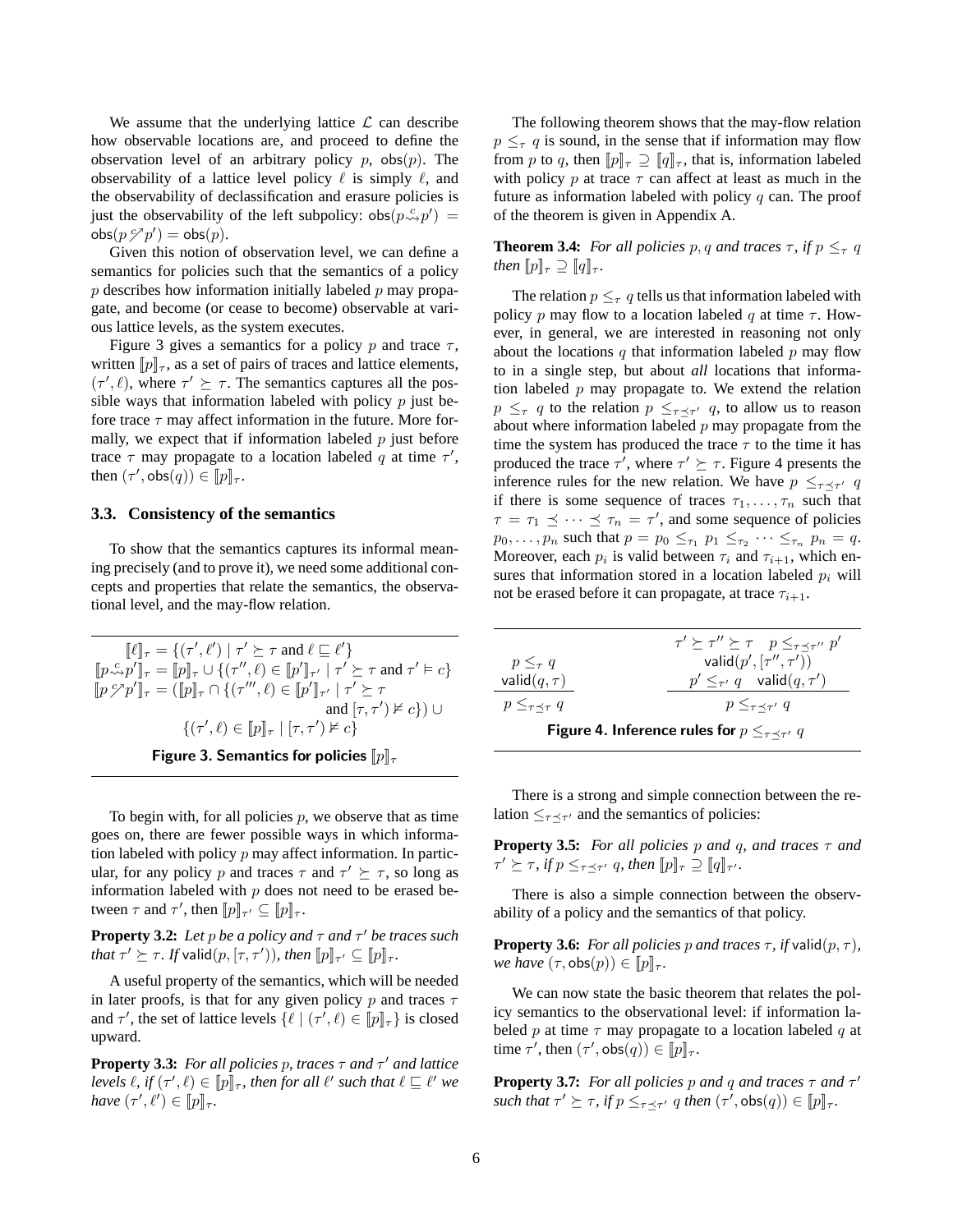We assume that the underlying lattice $\mathcal{L}$ can describe how observable locations are, and proceed to define the observation level of an arbitrary policy $p$, $\mathsf{obs}(p)$. The observability of a lattice level policy $\ell$ is simply $\ell$, and the observability of declassification and erasure policies is just the observability of the left subpolicy: $\mathsf{obs}(p \overset{c}{\rightsquigarrow} p') = \mathsf{obs}(p \not\nearrow p') = \mathsf{obs}(p)$.

Given this notion of observation level, we can define a semantics for policies such that the semantics of a policy $p$ describes how information initially labeled $p$ may propagate, and become (or cease to become) observable at various lattice levels, as the system executes.

Figure 3 gives a semantics for a policy $p$ and trace $\tau$, written $[\![p]\!]_\tau$, as a set of pairs of traces and lattice elements, $(\tau', \ell)$, where $\tau' \succeq \tau$. The semantics captures all the possible ways that information labeled with policy $p$ just before trace $\tau$ may affect information in the future. More formally, we expect that if information labeled $p$ just before trace $\tau$ may propagate to a location labeled $q$ at time $\tau'$, then $(\tau', \mathsf{obs}(q)) \in [\![p]\!]_\tau$.

### 3.3. Consistency of the semantics

To show that the semantics captures its informal meaning precisely (and to prove it), we need some additional concepts and properties that relate the semantics, the observational level, and the may-flow relation.

$$
\begin{aligned}
[\![\ell]\!]_\tau &= \{(\tau', \ell') \mid \tau' \succeq \tau \text{ and } \ell \sqsubseteq \ell'\} \\
[\![p \overset{c}{\rightsquigarrow} p']\!]_\tau &= [\![p]\!]_\tau \cup \{(\tau'', \ell) \in [\![p']\!]_{\tau'} \mid \tau' \succeq \tau \text{ and } \tau' \vDash c\} \\
[\![p \not\nearrow p']\!]_\tau &= ([\![p]\!]_\tau \cap \{(\tau''', \ell) \in [\![p']\!]_{\tau'} \mid \tau' \succeq \tau \\
&\qquad\qquad \text{and } [\tau, \tau') \nvDash c\}) \cup \\
&\qquad \{(\tau', \ell) \in [\![p]\!]_\tau \mid [\tau, \tau') \nvDash c\}
\end{aligned}
$$

**Figure 3. Semantics for policies $[\![p]\!]_\tau$**

To begin with, for all policies $p$, we observe that as time goes on, there are fewer possible ways in which information labeled with policy $p$ may affect information. In particular, for any policy $p$ and traces $\tau$ and $\tau' \succeq \tau$, so long as information labeled with $p$ does not need to be erased between $\tau$ and $\tau'$, then $[\![p]\!]_{\tau'} \subseteq [\![p]\!]_\tau$.

**Property 3.2:** *Let $p$ be a policy and $\tau$ and $\tau'$ be traces such that $\tau' \succeq \tau$. If $\mathsf{valid}(p, [\tau, \tau'))$, then $[\![p]\!]_{\tau'} \subseteq [\![p]\!]_\tau$.*

A useful property of the semantics, which will be needed in later proofs, is that for any given policy $p$ and traces $\tau$ and $\tau'$, the set of lattice levels $\{\ell \mid (\tau', \ell) \in [\![p]\!]_\tau\}$ is closed upward.

**Property 3.3:** *For all policies $p$, traces $\tau$ and $\tau'$ and lattice levels $\ell$, if $(\tau', \ell) \in [\![p]\!]_\tau$, then for all $\ell'$ such that $\ell \sqsubseteq \ell'$ we have $(\tau', \ell') \in [\![p]\!]_\tau$.*

The following theorem shows that the may-flow relation $p \leq_\tau q$ is sound, in the sense that if information may flow from $p$ to $q$, then $[\![p]\!]_\tau \supseteq [\![q]\!]_\tau$, that is, information labeled with policy $p$ at trace $\tau$ can affect at least as much in the future as information labeled with policy $q$ can. The proof of the theorem is given in Appendix A.

**Theorem 3.4:** *For all policies $p, q$ and traces $\tau$, if $p \leq_\tau q$ then $[\![p]\!]_\tau \supseteq [\![q]\!]_\tau$.*

The relation $p \leq_\tau q$ tells us that information labeled with policy $p$ may flow to a location labeled $q$ at time $\tau$. However, in general, we are interested in reasoning not only about the locations $q$ that information labeled $p$ may flow to in a single step, but about *all* locations that information labeled $p$ may propagate to. We extend the relation $p \leq_\tau q$ to the relation $p \leq_{\tau \preceq \tau'} q$, to allow us to reason about where information labeled $p$ may propagate from the time the system has produced the trace $\tau$ to the time it has produced the trace $\tau'$, where $\tau' \succeq \tau$. Figure 4 presents the inference rules for the new relation. We have $p \leq_{\tau \preceq \tau'} q$ if there is some sequence of traces $\tau_1, \ldots, \tau_n$ such that $\tau = \tau_1 \preceq \cdots \preceq \tau_n = \tau'$, and some sequence of policies $p_0, \ldots, p_n$ such that $p = p_0 \leq_{\tau_1} p_1 \leq_{\tau_2} \cdots \leq_{\tau_n} p_n = q$. Moreover, each $p_i$ is valid between $\tau_i$ and $\tau_{i+1}$, which ensures that information stored in a location labeled $p_i$ will not be erased before it can propagate, at trace $\tau_{i+1}$.

$$
\frac{p \leq_\tau q \qquad \mathsf{valid}(q, \tau)}{p \leq_{\tau \preceq \tau} q}
\qquad\qquad
\frac{\begin{array}{c}\tau' \succeq \tau'' \succeq \tau \quad p \leq_{\tau \preceq \tau''} p' \\ \mathsf{valid}(p', [\tau'', \tau')) \\ p' \leq_{\tau'} q \quad \mathsf{valid}(q, \tau')\end{array}}{p \leq_{\tau \preceq \tau'} q}
$$

**Figure 4. Inference rules for $p \leq_{\tau \preceq \tau'} q$**

There is a strong and simple connection between the relation $\leq_{\tau \preceq \tau'}$ and the semantics of policies:

**Property 3.5:** *For all policies $p$ and $q$, and traces $\tau$ and $\tau' \succeq \tau$, if $p \leq_{\tau \preceq \tau'} q$, then $[\![p]\!]_\tau \supseteq [\![q]\!]_{\tau'}$.*

There is also a simple connection between the observability of a policy and the semantics of that policy.

**Property 3.6:** *For all policies $p$ and traces $\tau$, if $\mathsf{valid}(p, \tau)$, we have $(\tau, \mathsf{obs}(p)) \in [\![p]\!]_\tau$.*

We can now state the basic theorem that relates the policy semantics to the observational level: if information labeled $p$ at time $\tau$ may propagate to a location labeled $q$ at time $\tau'$, then $(\tau', \mathsf{obs}(q)) \in [\![p]\!]_\tau$.

**Property 3.7:** *For all policies $p$ and $q$ and traces $\tau$ and $\tau'$ such that $\tau' \succeq \tau$, if $p \leq_{\tau \preceq \tau'} q$ then $(\tau', \mathsf{obs}(q)) \in [\![p]\!]_\tau$.*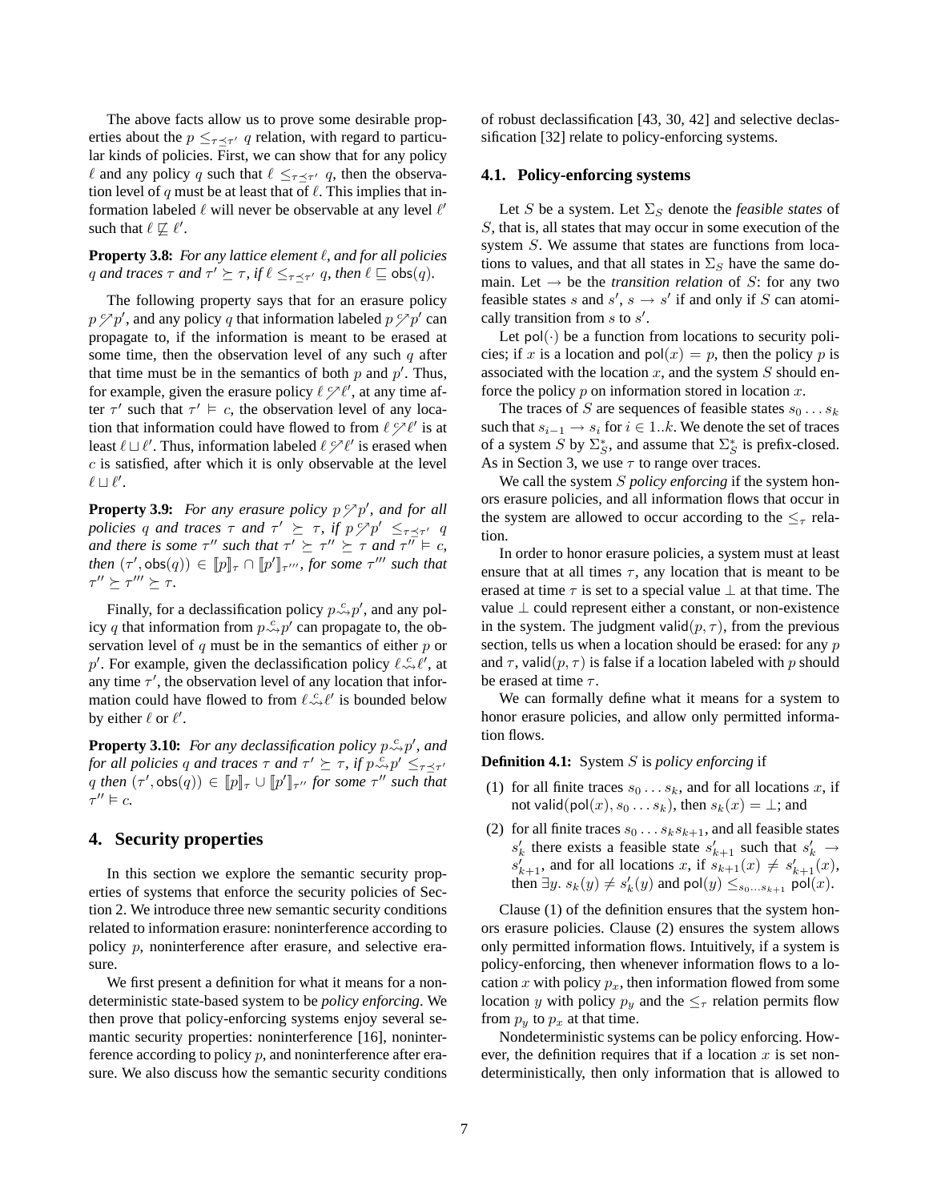The above facts allow us to prove some desirable properties about the $p \leq_{\tau \preceq \tau'} q$ relation, with regard to particular kinds of policies. First, we can show that for any policy $\ell$ and any policy $q$ such that $\ell \leq_{\tau \preceq \tau'} q$, then the observation level of $q$ must be at least that of $\ell$. This implies that information labeled $\ell$ will never be observable at any level $\ell'$ such that $\ell \not\sqsubseteq \ell'$.

**Property 3.8:** *For any lattice element $\ell$, and for all policies $q$ and traces $\tau$ and $\tau' \succeq \tau$, if $\ell \leq_{\tau \preceq \tau'} q$, then $\ell \sqsubseteq \mathsf{obs}(q)$.*

The following property says that for an erasure policy $p \overset{c}{\nearrow} p'$, and any policy $q$ that information labeled $p \overset{c}{\nearrow} p'$ can propagate to, if the information is meant to be erased at some time, then the observation level of any such $q$ after that time must be in the semantics of both $p$ and $p'$. Thus, for example, given the erasure policy $\ell \overset{c}{\nearrow} \ell'$, at any time after $\tau'$ such that $\tau' \vDash c$, the observation level of any location that information could have flowed to from $\ell \overset{c}{\nearrow} \ell'$ is at least $\ell \sqcup \ell'$. Thus, information labeled $\ell \overset{c}{\nearrow} \ell'$ is erased when $c$ is satisfied, after which it is only observable at the level $\ell \sqcup \ell'$.

**Property 3.9:** *For any erasure policy $p \overset{c}{\nearrow} p'$, and for all policies $q$ and traces $\tau$ and $\tau' \succeq \tau$, if $p \overset{c}{\nearrow} p' \leq_{\tau \preceq \tau'} q$ and there is some $\tau''$ such that $\tau' \succeq \tau'' \succeq \tau$ and $\tau'' \vDash c$, then $(\tau', \mathsf{obs}(q)) \in [\![p]\!]_{\tau} \cap [\![p']\!]_{\tau'''}$, for some $\tau'''$ such that $\tau'' \succeq \tau''' \succeq \tau$.*

Finally, for a declassification policy $p \overset{c}{\rightsquigarrow} p'$, and any policy $q$ that information from $p \overset{c}{\rightsquigarrow} p'$ can propagate to, the observation level of $q$ must be in the semantics of either $p$ or $p'$. For example, given the declassification policy $\ell \overset{c}{\rightsquigarrow} \ell'$, at any time $\tau'$, the observation level of any location that information could have flowed to from $\ell \overset{c}{\rightsquigarrow} \ell'$ is bounded below by either $\ell$ or $\ell'$.

**Property 3.10:** *For any declassification policy $p \overset{c}{\rightsquigarrow} p'$, and for all policies $q$ and traces $\tau$ and $\tau' \succeq \tau$, if $p \overset{c}{\rightsquigarrow} p' \leq_{\tau \preceq \tau'} q$ then $(\tau', \mathsf{obs}(q)) \in [\![p]\!]_{\tau} \cup [\![p']\!]_{\tau''}$ for some $\tau''$ such that $\tau'' \vDash c$.*

## 4. Security properties

In this section we explore the semantic security properties of systems that enforce the security policies of Section 2. We introduce three new semantic security conditions related to information erasure: noninterference according to policy $p$, noninterference after erasure, and selective erasure.

We first present a definition for what it means for a nondeterministic state-based system to be *policy enforcing*. We then prove that policy-enforcing systems enjoy several semantic security properties: noninterference [16], noninterference according to policy $p$, and noninterference after erasure. We also discuss how the semantic security conditions of robust declassification [43, 30, 42] and selective declassification [32] relate to policy-enforcing systems.

### 4.1. Policy-enforcing systems

Let $S$ be a system. Let $\Sigma_S$ denote the *feasible states* of $S$, that is, all states that may occur in some execution of the system $S$. We assume that states are functions from locations to values, and that all states in $\Sigma_S$ have the same domain. Let $\rightarrow$ be the *transition relation* of $S$: for any two feasible states $s$ and $s'$, $s \rightarrow s'$ if and only if $S$ can atomically transition from $s$ to $s'$.

Let $\mathsf{pol}(\cdot)$ be a function from locations to security policies; if $x$ is a location and $\mathsf{pol}(x) = p$, then the policy $p$ is associated with the location $x$, and the system $S$ should enforce the policy $p$ on information stored in location $x$.

The traces of $S$ are sequences of feasible states $s_0 \ldots s_k$ such that $s_{i-1} \rightarrow s_i$ for $i \in 1..k$. We denote the set of traces of a system $S$ by $\Sigma_S^*$, and assume that $\Sigma_S^*$ is prefix-closed. As in Section 3, we use $\tau$ to range over traces.

We call the system $S$ *policy enforcing* if the system honors erasure policies, and all information flows that occur in the system are allowed to occur according to the $\leq_\tau$ relation.

In order to honor erasure policies, a system must at least ensure that at all times $\tau$, any location that is meant to be erased at time $\tau$ is set to a special value $\bot$ at that time. The value $\bot$ could represent either a constant, or non-existence in the system. The judgment $\mathsf{valid}(p, \tau)$, from the previous section, tells us when a location should be erased: for any $p$ and $\tau$, $\mathsf{valid}(p, \tau)$ is false if a location labeled with $p$ should be erased at time $\tau$.

We can formally define what it means for a system to honor erasure policies, and allow only permitted information flows.

**Definition 4.1:** System $S$ is *policy enforcing* if

1. for all finite traces $s_0 \ldots s_k$, and for all locations $x$, if not $\mathsf{valid}(\mathsf{pol}(x), s_0 \ldots s_k)$, then $s_k(x) = \bot$; and
2. for all finite traces $s_0 \ldots s_k s_{k+1}$, and all feasible states $s'_k$ there exists a feasible state $s'_{k+1}$ such that $s'_k \rightarrow s'_{k+1}$, and for all locations $x$, if $s_{k+1}(x) \neq s'_{k+1}(x)$, then $\exists y.\ s_k(y) \neq s'_k(y)$ and $\mathsf{pol}(y) \leq_{s_0 \ldots s_{k+1}} \mathsf{pol}(x)$.

Clause (1) of the definition ensures that the system honors erasure policies. Clause (2) ensures the system allows only permitted information flows. Intuitively, if a system is policy-enforcing, then whenever information flows to a location $x$ with policy $p_x$, then information flowed from some location $y$ with policy $p_y$ and the $\leq_\tau$ relation permits flow from $p_y$ to $p_x$ at that time.

Nondeterministic systems can be policy enforcing. However, the definition requires that if a location $x$ is set nondeterministically, then only information that is allowed to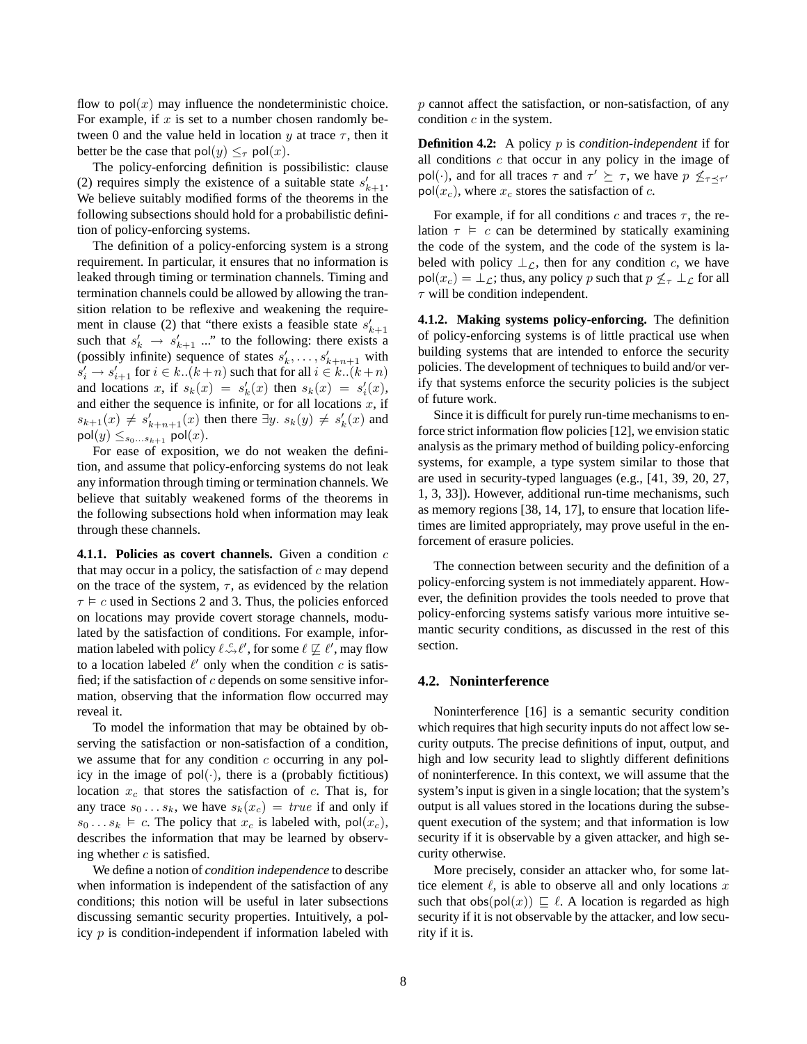flow to $\mathsf{pol}(x)$ may influence the nondeterministic choice. For example, if $x$ is set to a number chosen randomly between 0 and the value held in location $y$ at trace $\tau$, then it better be the case that $\mathsf{pol}(y) \leq_\tau \mathsf{pol}(x)$.

The policy-enforcing definition is possibilistic: clause (2) requires simply the existence of a suitable state $s'_{k+1}$. We believe suitably modified forms of the theorems in the following subsections should hold for a probabilistic definition of policy-enforcing systems.

The definition of a policy-enforcing system is a strong requirement. In particular, it ensures that no information is leaked through timing or termination channels. Timing and termination channels could be allowed by allowing the transition relation to be reflexive and weakening the requirement in clause (2) that "there exists a feasible state $s'_{k+1}$ such that $s'_k \to s'_{k+1}$ ..." to the following: there exists a (possibly infinite) sequence of states $s'_k, \ldots, s'_{k+n+1}$ with $s'_i \to s'_{i+1}$ for $i \in k..(k+n)$ such that for all $i \in k..(k+n)$ and locations $x$, if $s_k(x) = s'_k(x)$ then $s_k(x) = s'_i(x)$, and either the sequence is infinite, or for all locations $x$, if $s_{k+1}(x) \neq s'_{k+n+1}(x)$ then there $\exists y.\ s_k(y) \neq s'_k(x)$ and $\mathsf{pol}(y) \leq_{s_0 \ldots s_{k+1}} \mathsf{pol}(x)$.

For ease of exposition, we do not weaken the definition, and assume that policy-enforcing systems do not leak any information through timing or termination channels. We believe that suitably weakened forms of the theorems in the following subsections hold when information may leak through these channels.

**4.1.1. Policies as covert channels.** Given a condition $c$ that may occur in a policy, the satisfaction of $c$ may depend on the trace of the system, $\tau$, as evidenced by the relation $\tau \vDash c$ used in Sections 2 and 3. Thus, the policies enforced on locations may provide covert storage channels, modulated by the satisfaction of conditions. For example, information labeled with policy $\ell \overset{c}{\rightsquigarrow} \ell'$, for some $\ell \not\sqsubseteq \ell'$, may flow to a location labeled $\ell'$ only when the condition $c$ is satisfied; if the satisfaction of $c$ depends on some sensitive information, observing that the information flow occurred may reveal it.

To model the information that may be obtained by observing the satisfaction or non-satisfaction of a condition, we assume that for any condition $c$ occurring in any policy in the image of $\mathsf{pol}(\cdot)$, there is a (probably fictitious) location $x_c$ that stores the satisfaction of $c$. That is, for any trace $s_0 \ldots s_k$, we have $s_k(x_c) = \mathit{true}$ if and only if $s_0 \ldots s_k \vDash c$. The policy that $x_c$ is labeled with, $\mathsf{pol}(x_c)$, describes the information that may be learned by observing whether $c$ is satisfied.

We define a notion of *condition independence* to describe when information is independent of the satisfaction of any conditions; this notion will be useful in later subsections discussing semantic security properties. Intuitively, a policy $p$ is condition-independent if information labeled with $p$ cannot affect the satisfaction, or non-satisfaction, of any condition $c$ in the system.

**Definition 4.2:** A policy $p$ is *condition-independent* if for all conditions $c$ that occur in any policy in the image of $\mathsf{pol}(\cdot)$, and for all traces $\tau$ and $\tau' \succeq \tau$, we have $p \not\leq_{\tau \preceq \tau'} \mathsf{pol}(x_c)$, where $x_c$ stores the satisfaction of $c$.

For example, if for all conditions $c$ and traces $\tau$, the relation $\tau \vDash c$ can be determined by statically examining the code of the system, and the code of the system is labeled with policy $\bot_{\mathcal{L}}$, then for any condition $c$, we have $\mathsf{pol}(x_c) = \bot_{\mathcal{L}}$; thus, any policy $p$ such that $p \not\leq_\tau \bot_{\mathcal{L}}$ for all $\tau$ will be condition independent.

**4.1.2. Making systems policy-enforcing.** The definition of policy-enforcing systems is of little practical use when building systems that are intended to enforce the security policies. The development of techniques to build and/or verify that systems enforce the security policies is the subject of future work.

Since it is difficult for purely run-time mechanisms to enforce strict information flow policies [12], we envision static analysis as the primary method of building policy-enforcing systems, for example, a type system similar to those that are used in security-typed languages (e.g., [41, 39, 20, 27, 1, 3, 33]). However, additional run-time mechanisms, such as memory regions [38, 14, 17], to ensure that location lifetimes are limited appropriately, may prove useful in the enforcement of erasure policies.

The connection between security and the definition of a policy-enforcing system is not immediately apparent. However, the definition provides the tools needed to prove that policy-enforcing systems satisfy various more intuitive semantic security conditions, as discussed in the rest of this section.

### 4.2. Noninterference

Noninterference [16] is a semantic security condition which requires that high security inputs do not affect low security outputs. The precise definitions of input, output, and high and low security lead to slightly different definitions of noninterference. In this context, we will assume that the system's input is given in a single location; that the system's output is all values stored in the locations during the subsequent execution of the system; and that information is low security if it is observable by a given attacker, and high security otherwise.

More precisely, consider an attacker who, for some lattice element $\ell$, is able to observe all and only locations $x$ such that $\mathsf{obs}(\mathsf{pol}(x)) \sqsubseteq \ell$. A location is regarded as high security if it is not observable by the attacker, and low security if it is.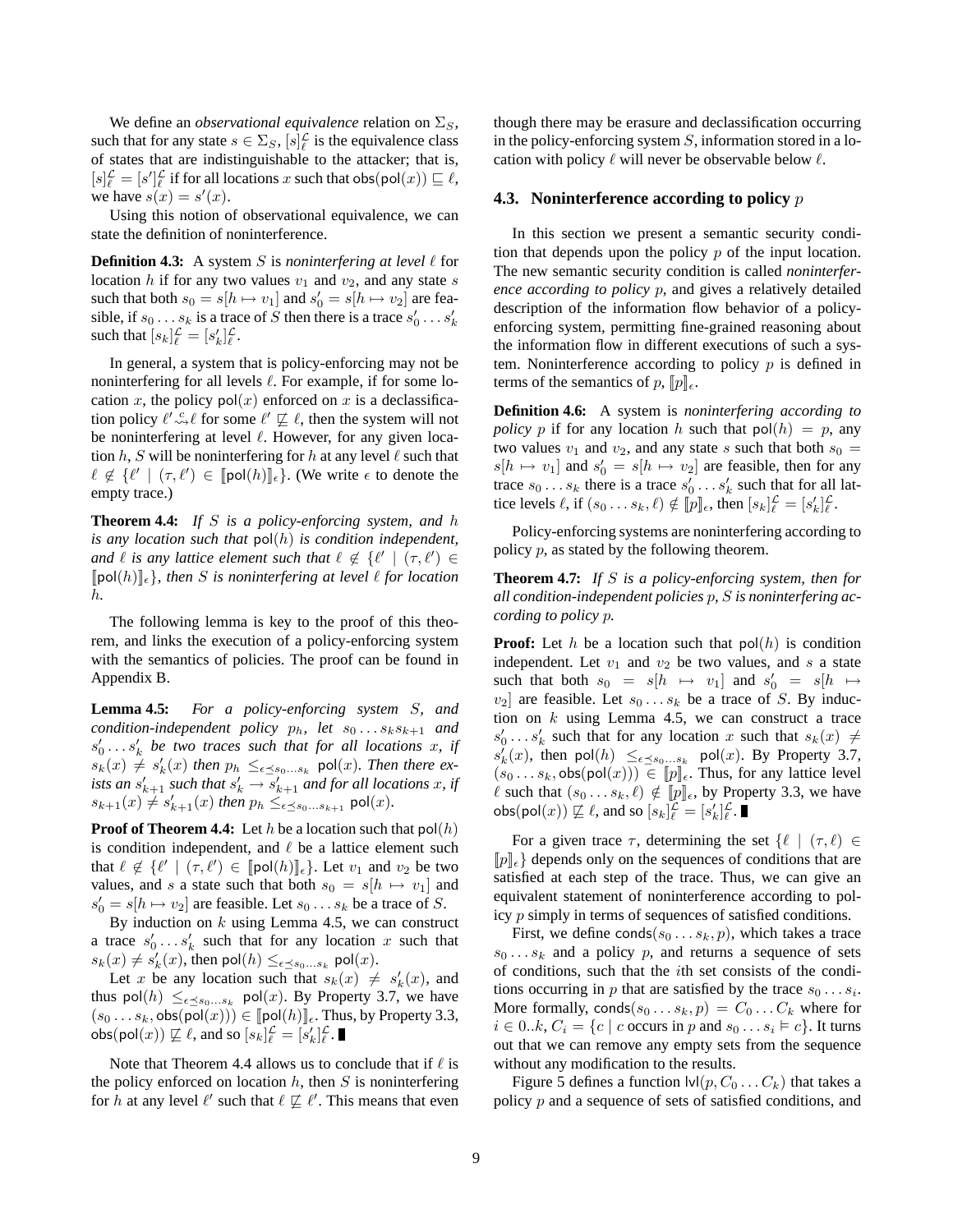We define an *observational equivalence* relation on $\Sigma_S$, such that for any state $s \in \Sigma_S$, $[s]^{\mathcal{L}}_{\ell}$ is the equivalence class of states that are indistinguishable to the attacker; that is, $[s]^{\mathcal{L}}_{\ell} = [s']^{\mathcal{L}}_{\ell}$ if for all locations $x$ such that $\mathsf{obs}(\mathsf{pol}(x)) \sqsubseteq \ell$, we have $s(x) = s'(x)$.

Using this notion of observational equivalence, we can state the definition of noninterference.

**Definition 4.3:** A system $S$ is *noninterfering at level* $\ell$ for location $h$ if for any two values $v_1$ and $v_2$, and any state $s$ such that both $s_0 = s[h \mapsto v_1]$ and $s'_0 = s[h \mapsto v_2]$ are feasible, if $s_0 \dots s_k$ is a trace of $S$ then there is a trace $s'_0 \dots s'_k$ such that $[s_k]^{\mathcal{L}}_{\ell} = [s'_k]^{\mathcal{L}}_{\ell}$.

In general, a system that is policy-enforcing may not be noninterfering for all levels $\ell$. For example, if for some location $x$, the policy $\mathsf{pol}(x)$ enforced on $x$ is a declassification policy $\ell' \overset{c}{\rightsquigarrow} \ell$ for some $\ell' \not\sqsubseteq \ell$, then the system will not be noninterfering at level $\ell$. However, for any given location $h$, $S$ will be noninterfering for $h$ at any level $\ell$ such that $\ell \notin \{\ell' \mid (\tau, \ell') \in [\![\mathsf{pol}(h)]\!]_{\epsilon}\}$. (We write $\epsilon$ to denote the empty trace.)

**Theorem 4.4:** *If $S$ is a policy-enforcing system, and $h$ is any location such that $\mathsf{pol}(h)$ is condition independent, and $\ell$ is any lattice element such that $\ell \notin \{\ell' \mid (\tau, \ell') \in [\![\mathsf{pol}(h)]\!]_{\epsilon}\}$, then $S$ is noninterfering at level $\ell$ for location $h$.*

The following lemma is key to the proof of this theorem, and links the execution of a policy-enforcing system with the semantics of policies. The proof can be found in Appendix B.

**Lemma 4.5:** *For a policy-enforcing system $S$, and condition-independent policy $p_h$, let $s_0 \dots s_k s_{k+1}$ and $s'_0 \dots s'_k$ be two traces such that for all locations $x$, if $s_k(x) \neq s'_k(x)$ then $p_h \leq_{\epsilon \preceq s_0 \dots s_k} \mathsf{pol}(x)$. Then there exists an $s'_{k+1}$ such that $s'_k \to s'_{k+1}$ and for all locations $x$, if $s_{k+1}(x) \neq s'_{k+1}(x)$ then $p_h \leq_{\epsilon \preceq s_0 \dots s_{k+1}} \mathsf{pol}(x)$.*

**Proof of Theorem 4.4:** Let $h$ be a location such that $\mathsf{pol}(h)$ is condition independent, and $\ell$ be a lattice element such that $\ell \notin \{\ell' \mid (\tau, \ell') \in [\![\mathsf{pol}(h)]\!]_{\epsilon}\}$. Let $v_1$ and $v_2$ be two values, and $s$ a state such that both $s_0 = s[h \mapsto v_1]$ and $s'_0 = s[h \mapsto v_2]$ are feasible. Let $s_0 \dots s_k$ be a trace of $S$.

By induction on $k$ using Lemma 4.5, we can construct a trace $s'_0 \dots s'_k$ such that for any location $x$ such that $s_k(x) \neq s'_k(x)$, then $\mathsf{pol}(h) \leq_{\epsilon \preceq s_0 \dots s_k} \mathsf{pol}(x)$.

Let $x$ be any location such that $s_k(x) \neq s'_k(x)$, and thus $\mathsf{pol}(h) \leq_{\epsilon \preceq s_0 \dots s_k} \mathsf{pol}(x)$. By Property 3.7, we have $(s_0 \dots s_k, \mathsf{obs}(\mathsf{pol}(x))) \in [\![\mathsf{pol}(h)]\!]_{\epsilon}$. Thus, by Property 3.3, $\mathsf{obs}(\mathsf{pol}(x)) \not\sqsubseteq \ell$, and so $[s_k]^{\mathcal{L}}_{\ell} = [s'_k]^{\mathcal{L}}_{\ell}$. ∎

Note that Theorem 4.4 allows us to conclude that if $\ell$ is the policy enforced on location $h$, then $S$ is noninterfering for $h$ at any level $\ell'$ such that $\ell \not\sqsubseteq \ell'$. This means that even though there may be erasure and declassification occurring in the policy-enforcing system $S$, information stored in a location with policy $\ell$ will never be observable below $\ell$.

### 4.3. Noninterference according to policy $p$

In this section we present a semantic security condition that depends upon the policy $p$ of the input location. The new semantic security condition is called *noninterference according to policy* $p$, and gives a relatively detailed description of the information flow behavior of a policy-enforcing system, permitting fine-grained reasoning about the information flow in different executions of such a system. Noninterference according to policy $p$ is defined in terms of the semantics of $p$, $[\![p]\!]_{\epsilon}$.

**Definition 4.6:** A system is *noninterfering according to policy* $p$ if for any location $h$ such that $\mathsf{pol}(h) = p$, any two values $v_1$ and $v_2$, and any state $s$ such that both $s_0 = s[h \mapsto v_1]$ and $s'_0 = s[h \mapsto v_2]$ are feasible, then for any trace $s_0 \dots s_k$ there is a trace $s'_0 \dots s'_k$ such that for all lattice levels $\ell$, if $(s_0 \dots s_k, \ell) \notin [\![p]\!]_{\epsilon}$, then $[s_k]^{\mathcal{L}}_{\ell} = [s'_k]^{\mathcal{L}}_{\ell}$.

Policy-enforcing systems are noninterfering according to policy $p$, as stated by the following theorem.

**Theorem 4.7:** *If $S$ is a policy-enforcing system, then for all condition-independent policies $p$, $S$ is noninterfering according to policy $p$.*

**Proof:** Let $h$ be a location such that $\mathsf{pol}(h)$ is condition independent. Let $v_1$ and $v_2$ be two values, and $s$ a state such that both $s_0 = s[h \mapsto v_1]$ and $s'_0 = s[h \mapsto v_2]$ are feasible. Let $s_0 \dots s_k$ be a trace of $S$. By induction on $k$ using Lemma 4.5, we can construct a trace $s'_0 \dots s'_k$ such that for any location $x$ such that $s_k(x) \neq s'_k(x)$, then $\mathsf{pol}(h) \leq_{\epsilon \preceq s_0 \dots s_k} \mathsf{pol}(x)$. By Property 3.7, $(s_0 \dots s_k, \mathsf{obs}(\mathsf{pol}(x))) \in [\![p]\!]_{\epsilon}$. Thus, for any lattice level $\ell$ such that $(s_0 \dots s_k, \ell) \notin [\![p]\!]_{\epsilon}$, by Property 3.3, we have $\mathsf{obs}(\mathsf{pol}(x)) \not\sqsubseteq \ell$, and so $[s_k]^{\mathcal{L}}_{\ell} = [s'_k]^{\mathcal{L}}_{\ell}$. ∎

For a given trace $\tau$, determining the set $\{\ell \mid (\tau, \ell) \in [\![p]\!]_{\epsilon}\}$ depends only on the sequences of conditions that are satisfied at each step of the trace. Thus, we can give an equivalent statement of noninterference according to policy $p$ simply in terms of sequences of satisfied conditions.

First, we define $\mathsf{conds}(s_0 \dots s_k, p)$, which takes a trace $s_0 \dots s_k$ and a policy $p$, and returns a sequence of sets of conditions, such that the $i$th set consists of the conditions occurring in $p$ that are satisfied by the trace $s_0 \dots s_i$. More formally, $\mathsf{conds}(s_0 \dots s_k, p) = C_0 \dots C_k$ where for $i \in 0..k$, $C_i = \{c \mid c \text{ occurs in } p \text{ and } s_0 \dots s_i \vDash c\}$. It turns out that we can remove any empty sets from the sequence without any modification to the results.

Figure 5 defines a function $\mathsf{lvl}(p, C_0 \dots C_k)$ that takes a policy $p$ and a sequence of sets of satisfied conditions, and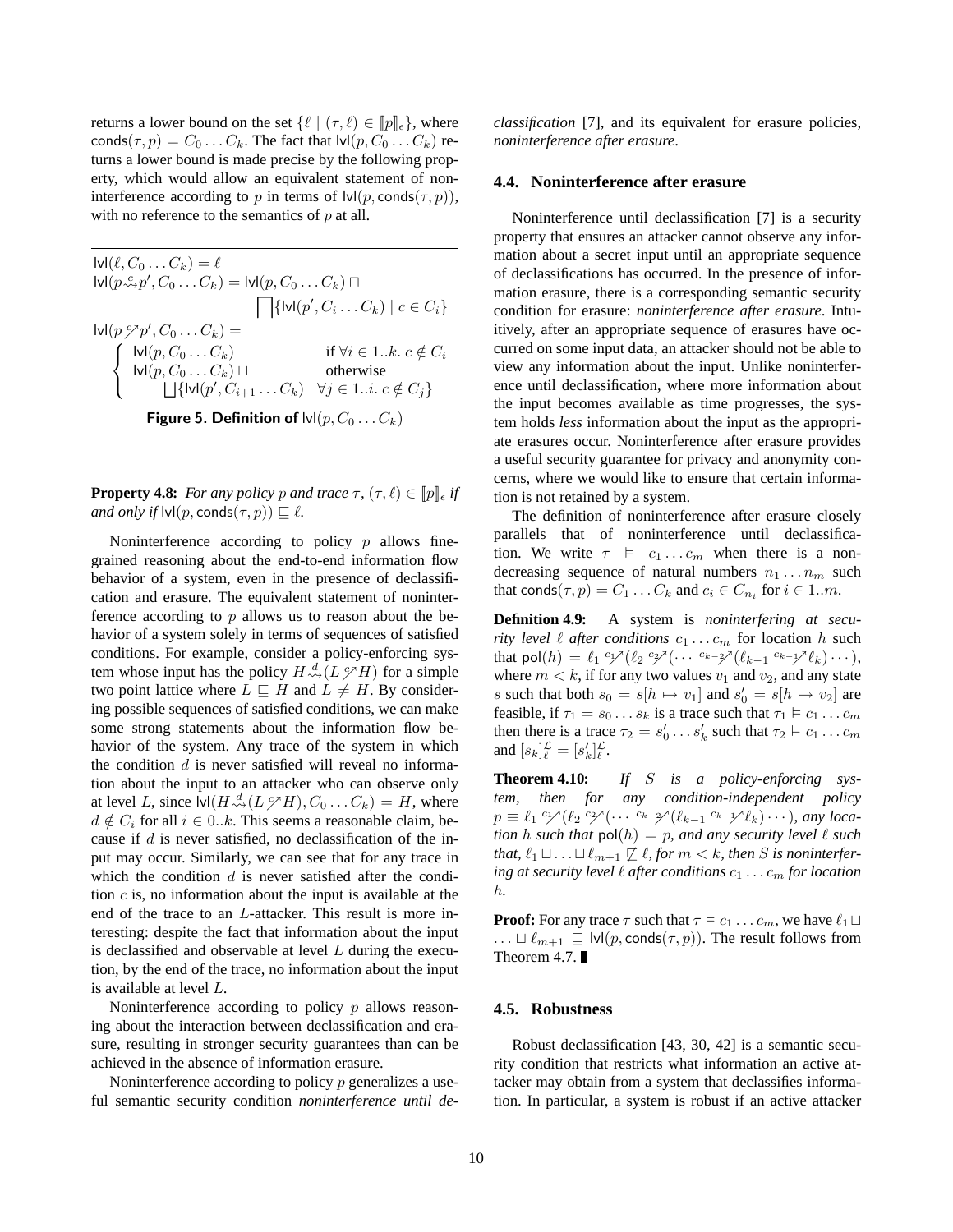returns a lower bound on the set $\{\ell \mid (\tau, \ell) \in [\![p]\!]_\epsilon\}$, where $\mathsf{conds}(\tau, p) = C_0 \ldots C_k$. The fact that $\mathsf{lvl}(p, C_0 \ldots C_k)$ returns a lower bound is made precise by the following property, which would allow an equivalent statement of noninterference according to $p$ in terms of $\mathsf{lvl}(p, \mathsf{conds}(\tau, p))$, with no reference to the semantics of $p$ at all.

$$
\begin{aligned}
&\mathsf{lvl}(\ell, C_0 \ldots C_k) = \ell \\
&\mathsf{lvl}(p \overset{c}{\rightsquigarrow} p', C_0 \ldots C_k) = \mathsf{lvl}(p, C_0 \ldots C_k) \sqcap \\
&\qquad\qquad \bigsqcap \{\mathsf{lvl}(p', C_i \ldots C_k) \mid c \in C_i\} \\
&\mathsf{lvl}(p \overset{c}{\nearrow} p', C_0 \ldots C_k) = \\
&\quad \begin{cases} \mathsf{lvl}(p, C_0 \ldots C_k) & \text{if } \forall i \in 1..k.\ c \notin C_i \\ \mathsf{lvl}(p, C_0 \ldots C_k) \sqcup & \text{otherwise} \\ \quad \bigsqcup \{\mathsf{lvl}(p', C_{i+1} \ldots C_k) \mid \forall j \in 1..i.\ c \notin C_j\} & \end{cases}
\end{aligned}
$$

**Figure 5. Definition of $\mathsf{lvl}(p, C_0 \ldots C_k)$**

**Property 4.8:** *For any policy $p$ and trace $\tau$, $(\tau, \ell) \in [\![p]\!]_\epsilon$ if and only if $\mathsf{lvl}(p, \mathsf{conds}(\tau, p)) \sqsubseteq \ell$.*

Noninterference according to policy $p$ allows fine-grained reasoning about the end-to-end information flow behavior of a system, even in the presence of declassification and erasure. The equivalent statement of noninterference according to $p$ allows us to reason about the behavior of a system solely in terms of sequences of satisfied conditions. For example, consider a policy-enforcing system whose input has the policy $H \overset{d}{\rightsquigarrow} (L \overset{c}{\nearrow} H)$ for a simple two point lattice where $L \sqsubseteq H$ and $L \neq H$. By considering possible sequences of satisfied conditions, we can make some strong statements about the information flow behavior of the system. Any trace of the system in which the condition $d$ is never satisfied will reveal no information about the input to an attacker who can observe only at level $L$, since $\mathsf{lvl}(H \overset{d}{\rightsquigarrow} (L \overset{c}{\nearrow} H), C_0 \ldots C_k) = H$, where $d \notin C_i$ for all $i \in 0..k$. This seems a reasonable claim, because if $d$ is never satisfied, no declassification of the input may occur. Similarly, we can see that for any trace in which the condition $d$ is never satisfied after the condition $c$ is, no information about the input is available at the end of the trace to an $L$-attacker. This result is more interesting: despite the fact that information about the input is declassified and observable at level $L$ during the execution, by the end of the trace, no information about the input is available at level $L$.

Noninterference according to policy $p$ allows reasoning about the interaction between declassification and erasure, resulting in stronger security guarantees than can be achieved in the absence of information erasure.

Noninterference according to policy $p$ generalizes a useful semantic security condition *noninterference until declassification* [7], and its equivalent for erasure policies, *noninterference after erasure*.

### 4.4. Noninterference after erasure

Noninterference until declassification [7] is a security property that ensures an attacker cannot observe any information about a secret input until an appropriate sequence of declassifications has occurred. In the presence of information erasure, there is a corresponding semantic security condition for erasure: *noninterference after erasure*. Intuitively, after an appropriate sequence of erasures have occurred on some input data, an attacker should not be able to view any information about the input. Unlike noninterference until declassification, where more information about the input becomes available as time progresses, the system holds *less* information about the input as the appropriate erasures occur. Noninterference after erasure provides a useful security guarantee for privacy and anonymity concerns, where we would like to ensure that certain information is not retained by a system.

The definition of noninterference after erasure closely parallels that of noninterference until declassification. We write $\tau \vDash c_1 \ldots c_m$ when there is a non-decreasing sequence of natural numbers $n_1 \ldots n_m$ such that $\mathsf{conds}(\tau, p) = C_1 \ldots C_k$ and $c_i \in C_{n_i}$ for $i \in 1..m$.

**Definition 4.9:** A system is *noninterfering at security level $\ell$ after conditions $c_1 \ldots c_m$* for location $h$ such that $\mathsf{pol}(h) = \ell_1 \overset{c_1}{\nearrow} (\ell_2 \overset{c_2}{\nearrow} (\cdots \overset{c_{k-2}}{\nearrow} (\ell_{k-1} \overset{c_{k-1}}{\nearrow} \ell_k) \cdots))$, where $m < k$, if for any two values $v_1$ and $v_2$, and any state $s$ such that both $s_0 = s[h \mapsto v_1]$ and $s'_0 = s[h \mapsto v_2]$ are feasible, if $\tau_1 = s_0 \ldots s_k$ is a trace such that $\tau_1 \vDash c_1 \ldots c_m$ then there is a trace $\tau_2 = s'_0 \ldots s'_k$ such that $\tau_2 \vDash c_1 \ldots c_m$ and $[s_k]^{\mathcal{L}}_\ell = [s'_k]^{\mathcal{L}}_\ell$.

**Theorem 4.10:** *If $S$ is a policy-enforcing system, then for any condition-independent policy $p \equiv \ell_1 \overset{c_1}{\nearrow} (\ell_2 \overset{c_2}{\nearrow} (\cdots \overset{c_{k-2}}{\nearrow} (\ell_{k-1} \overset{c_{k-1}}{\nearrow} \ell_k) \cdots))$, any location $h$ such that $\mathsf{pol}(h) = p$, and any security level $\ell$ such that, $\ell_1 \sqcup \ldots \sqcup \ell_{m+1} \not\sqsubseteq \ell$, for $m < k$, then $S$ is noninterfering at security level $\ell$ after conditions $c_1 \ldots c_m$ for location $h$.*

**Proof:** For any trace $\tau$ such that $\tau \vDash c_1 \ldots c_m$, we have $\ell_1 \sqcup \ldots \sqcup \ell_{m+1} \sqsubseteq \mathsf{lvl}(p, \mathsf{conds}(\tau, p))$. The result follows from Theorem 4.7. ∎

### 4.5. Robustness

Robust declassification [43, 30, 42] is a semantic security condition that restricts what information an active attacker may obtain from a system that declassifies information. In particular, a system is robust if an active attacker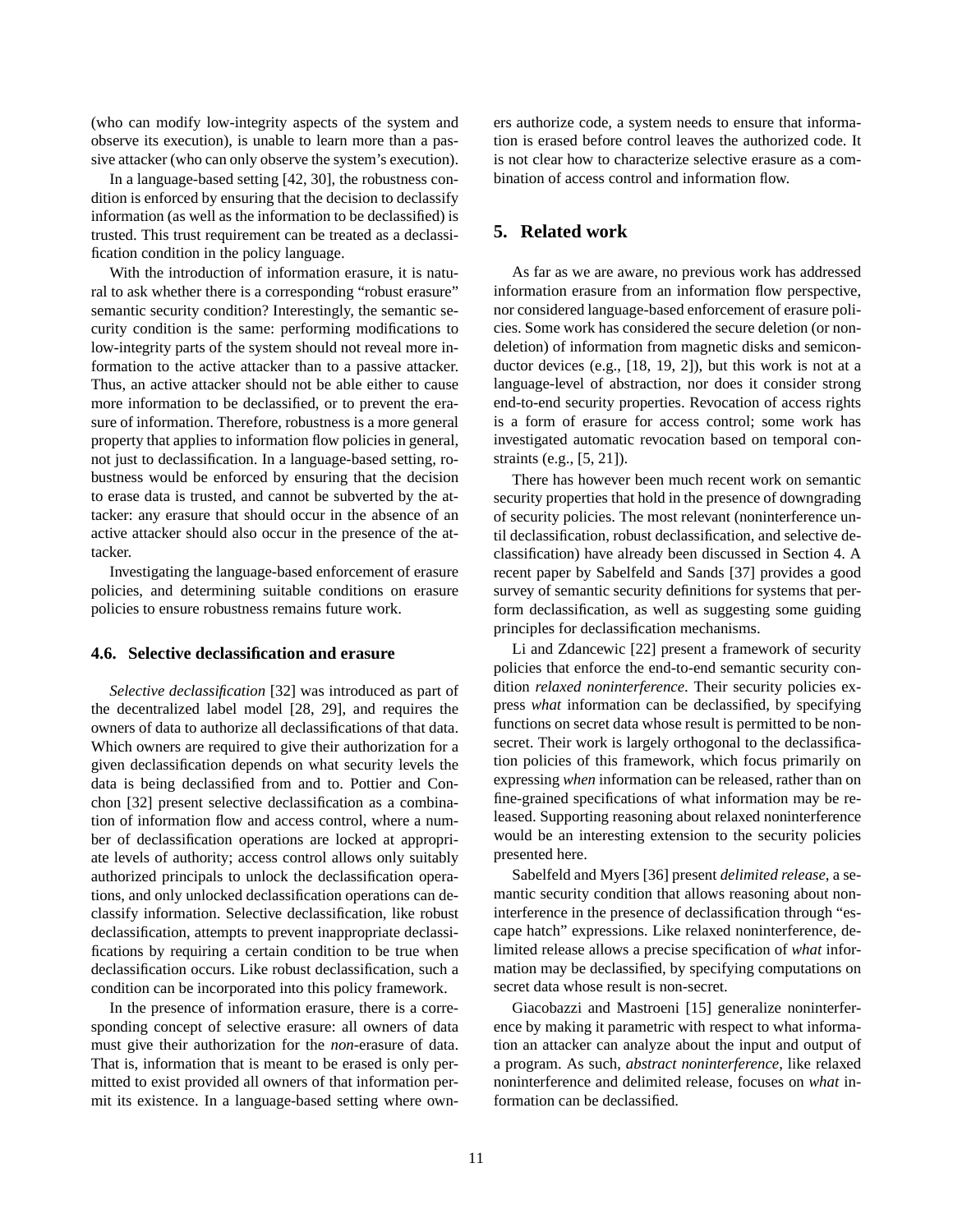(who can modify low-integrity aspects of the system and observe its execution), is unable to learn more than a passive attacker (who can only observe the system's execution).

In a language-based setting [42, 30], the robustness condition is enforced by ensuring that the decision to declassify information (as well as the information to be declassified) is trusted. This trust requirement can be treated as a declassification condition in the policy language.

With the introduction of information erasure, it is natural to ask whether there is a corresponding "robust erasure" semantic security condition? Interestingly, the semantic security condition is the same: performing modifications to low-integrity parts of the system should not reveal more information to the active attacker than to a passive attacker. Thus, an active attacker should not be able either to cause more information to be declassified, or to prevent the erasure of information. Therefore, robustness is a more general property that applies to information flow policies in general, not just to declassification. In a language-based setting, robustness would be enforced by ensuring that the decision to erase data is trusted, and cannot be subverted by the attacker: any erasure that should occur in the absence of an active attacker should also occur in the presence of the attacker.

Investigating the language-based enforcement of erasure policies, and determining suitable conditions on erasure policies to ensure robustness remains future work.

### 4.6. Selective declassification and erasure

*Selective declassification* [32] was introduced as part of the decentralized label model [28, 29], and requires the owners of data to authorize all declassifications of that data. Which owners are required to give their authorization for a given declassification depends on what security levels the data is being declassified from and to. Pottier and Conchon [32] present selective declassification as a combination of information flow and access control, where a number of declassification operations are locked at appropriate levels of authority; access control allows only suitably authorized principals to unlock the declassification operations, and only unlocked declassification operations can declassify information. Selective declassification, like robust declassification, attempts to prevent inappropriate declassifications by requiring a certain condition to be true when declassification occurs. Like robust declassification, such a condition can be incorporated into this policy framework.

In the presence of information erasure, there is a corresponding concept of selective erasure: all owners of data must give their authorization for the *non*-erasure of data. That is, information that is meant to be erased is only permitted to exist provided all owners of that information permit its existence. In a language-based setting where owners authorize code, a system needs to ensure that information is erased before control leaves the authorized code. It is not clear how to characterize selective erasure as a combination of access control and information flow.

## 5. Related work

As far as we are aware, no previous work has addressed information erasure from an information flow perspective, nor considered language-based enforcement of erasure policies. Some work has considered the secure deletion (or non-deletion) of information from magnetic disks and semiconductor devices (e.g., [18, 19, 2]), but this work is not at a language-level of abstraction, nor does it consider strong end-to-end security properties. Revocation of access rights is a form of erasure for access control; some work has investigated automatic revocation based on temporal constraints (e.g., [5, 21]).

There has however been much recent work on semantic security properties that hold in the presence of downgrading of security policies. The most relevant (noninterference until declassification, robust declassification, and selective declassification) have already been discussed in Section 4. A recent paper by Sabelfeld and Sands [37] provides a good survey of semantic security definitions for systems that perform declassification, as well as suggesting some guiding principles for declassification mechanisms.

Li and Zdancewic [22] present a framework of security policies that enforce the end-to-end semantic security condition *relaxed noninterference*. Their security policies express *what* information can be declassified, by specifying functions on secret data whose result is permitted to be non-secret. Their work is largely orthogonal to the declassification policies of this framework, which focus primarily on expressing *when* information can be released, rather than on fine-grained specifications of what information may be released. Supporting reasoning about relaxed noninterference would be an interesting extension to the security policies presented here.

Sabelfeld and Myers [36] present *delimited release*, a semantic security condition that allows reasoning about noninterference in the presence of declassification through "escape hatch" expressions. Like relaxed noninterference, delimited release allows a precise specification of *what* information may be declassified, by specifying computations on secret data whose result is non-secret.

Giacobazzi and Mastroeni [15] generalize noninterference by making it parametric with respect to what information an attacker can analyze about the input and output of a program. As such, *abstract noninterference*, like relaxed noninterference and delimited release, focuses on *what* information can be declassified.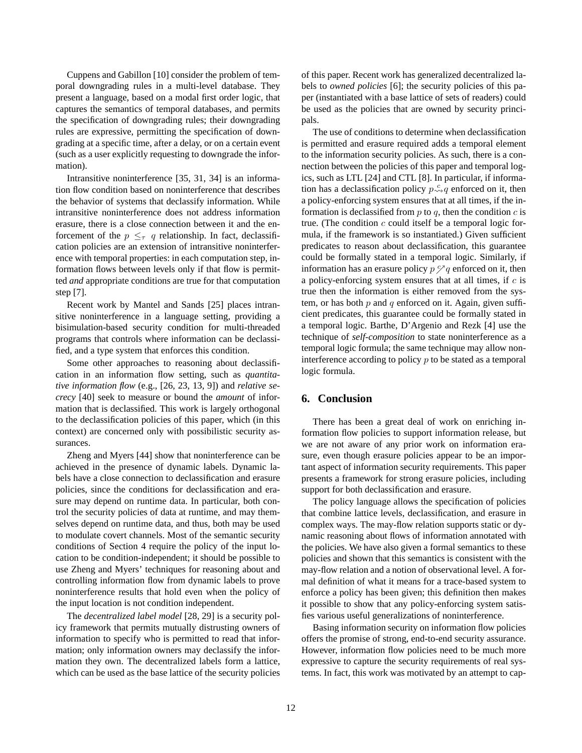Cuppens and Gabillon [10] consider the problem of temporal downgrading rules in a multi-level database. They present a language, based on a modal first order logic, that captures the semantics of temporal databases, and permits the specification of downgrading rules; their downgrading rules are expressive, permitting the specification of downgrading at a specific time, after a delay, or on a certain event (such as a user explicitly requesting to downgrade the information).

Intransitive noninterference [35, 31, 34] is an information flow condition based on noninterference that describes the behavior of systems that declassify information. While intransitive noninterference does not address information erasure, there is a close connection between it and the enforcement of the $p \leq_\tau q$ relationship. In fact, declassification policies are an extension of intransitive noninterference with temporal properties: in each computation step, information flows between levels only if that flow is permitted *and* appropriate conditions are true for that computation step [7].

Recent work by Mantel and Sands [25] places intransitive noninterference in a language setting, providing a bisimulation-based security condition for multi-threaded programs that controls where information can be declassified, and a type system that enforces this condition.

Some other approaches to reasoning about declassification in an information flow setting, such as *quantitative information flow* (e.g., [26, 23, 13, 9]) and *relative secrecy* [40] seek to measure or bound the *amount* of information that is declassified. This work is largely orthogonal to the declassification policies of this paper, which (in this context) are concerned only with possibilistic security assurances.

Zheng and Myers [44] show that noninterference can be achieved in the presence of dynamic labels. Dynamic labels have a close connection to declassification and erasure policies, since the conditions for declassification and erasure may depend on runtime data. In particular, both control the security policies of data at runtime, and may themselves depend on runtime data, and thus, both may be used to modulate covert channels. Most of the semantic security conditions of Section 4 require the policy of the input location to be condition-independent; it should be possible to use Zheng and Myers' techniques for reasoning about and controlling information flow from dynamic labels to prove noninterference results that hold even when the policy of the input location is not condition independent.

The *decentralized label model* [28, 29] is a security policy framework that permits mutually distrusting owners of information to specify who is permitted to read that information; only information owners may declassify the information they own. The decentralized labels form a lattice, which can be used as the base lattice of the security policies of this paper. Recent work has generalized decentralized labels to *owned policies* [6]; the security policies of this paper (instantiated with a base lattice of sets of readers) could be used as the policies that are owned by security principals.

The use of conditions to determine when declassification is permitted and erasure required adds a temporal element to the information security policies. As such, there is a connection between the policies of this paper and temporal logics, such as LTL [24] and CTL [8]. In particular, if information has a declassification policy $p \overset{c}{\rightsquigarrow} q$ enforced on it, then a policy-enforcing system ensures that at all times, if the information is declassified from $p$ to $q$, then the condition $c$ is true. (The condition $c$ could itself be a temporal logic formula, if the framework is so instantiated.) Given sufficient predicates to reason about declassification, this guarantee could be formally stated in a temporal logic. Similarly, if information has an erasure policy $p \overset{c}{\nearrow} q$ enforced on it, then a policy-enforcing system ensures that at all times, if $c$ is true then the information is either removed from the system, or has both $p$ and $q$ enforced on it. Again, given sufficient predicates, this guarantee could be formally stated in a temporal logic. Barthe, D'Argenio and Rezk [4] use the technique of *self-composition* to state noninterference as a temporal logic formula; the same technique may allow noninterference according to policy $p$ to be stated as a temporal logic formula.

## 6. Conclusion

There has been a great deal of work on enriching information flow policies to support information release, but we are not aware of any prior work on information erasure, even though erasure policies appear to be an important aspect of information security requirements. This paper presents a framework for strong erasure policies, including support for both declassification and erasure.

The policy language allows the specification of policies that combine lattice levels, declassification, and erasure in complex ways. The may-flow relation supports static or dynamic reasoning about flows of information annotated with the policies. We have also given a formal semantics to these policies and shown that this semantics is consistent with the may-flow relation and a notion of observational level. A formal definition of what it means for a trace-based system to enforce a policy has been given; this definition then makes it possible to show that any policy-enforcing system satisfies various useful generalizations of noninterference.

Basing information security on information flow policies offers the promise of strong, end-to-end security assurance. However, information flow policies need to be much more expressive to capture the security requirements of real systems. In fact, this work was motivated by an attempt to cap-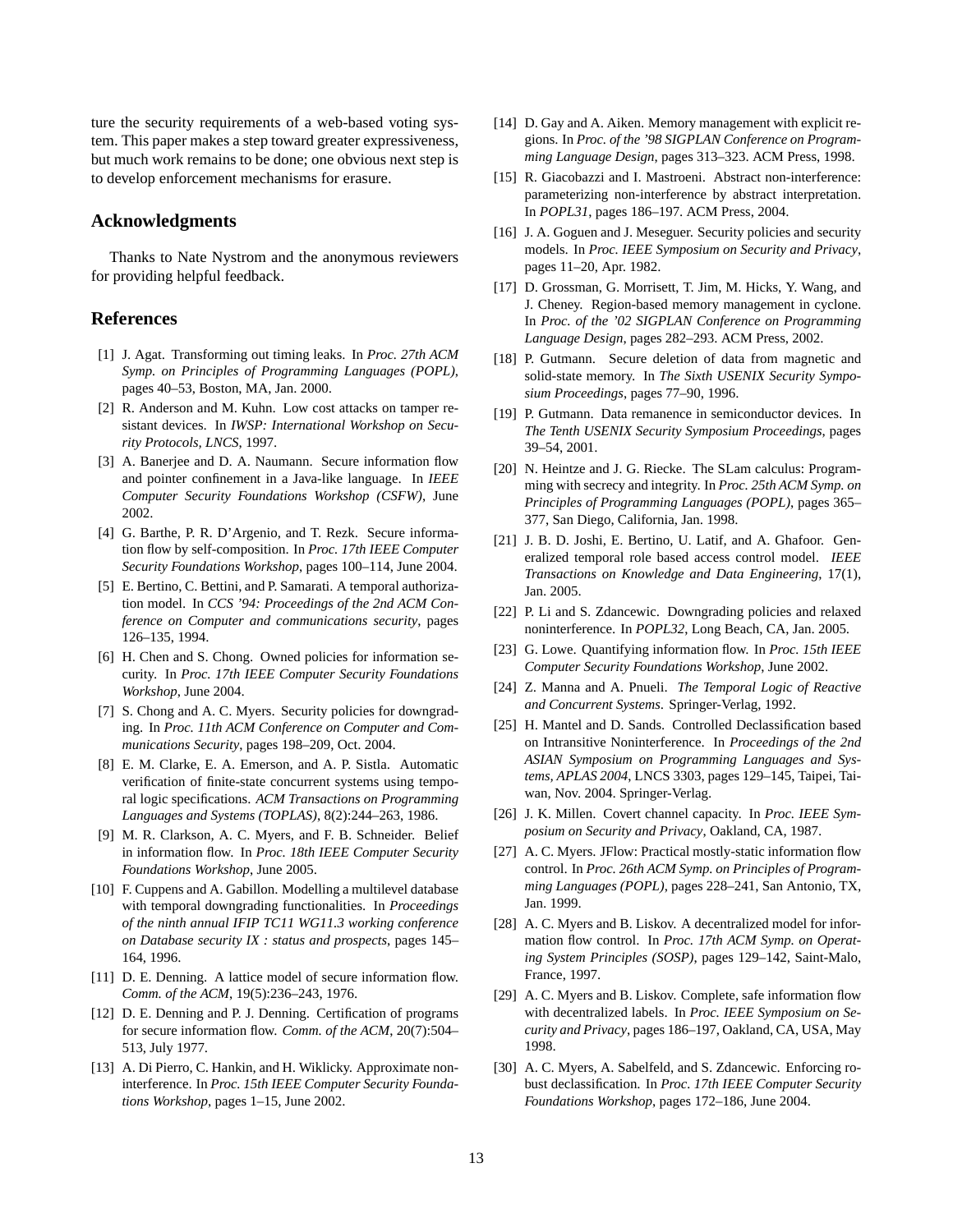ture the security requirements of a web-based voting system. This paper makes a step toward greater expressiveness, but much work remains to be done; one obvious next step is to develop enforcement mechanisms for erasure.

## Acknowledgments

Thanks to Nate Nystrom and the anonymous reviewers for providing helpful feedback.

## References

[1] J. Agat. Transforming out timing leaks. In *Proc. 27th ACM Symp. on Principles of Programming Languages (POPL)*, pages 40–53, Boston, MA, Jan. 2000.

[2] R. Anderson and M. Kuhn. Low cost attacks on tamper resistant devices. In *IWSP: International Workshop on Security Protocols, LNCS*, 1997.

[3] A. Banerjee and D. A. Naumann. Secure information flow and pointer confinement in a Java-like language. In *IEEE Computer Security Foundations Workshop (CSFW)*, June 2002.

[4] G. Barthe, P. R. D'Argenio, and T. Rezk. Secure information flow by self-composition. In *Proc. 17th IEEE Computer Security Foundations Workshop*, pages 100–114, June 2004.

[5] E. Bertino, C. Bettini, and P. Samarati. A temporal authorization model. In *CCS '94: Proceedings of the 2nd ACM Conference on Computer and communications security*, pages 126–135, 1994.

[6] H. Chen and S. Chong. Owned policies for information security. In *Proc. 17th IEEE Computer Security Foundations Workshop*, June 2004.

[7] S. Chong and A. C. Myers. Security policies for downgrading. In *Proc. 11th ACM Conference on Computer and Communications Security*, pages 198–209, Oct. 2004.

[8] E. M. Clarke, E. A. Emerson, and A. P. Sistla. Automatic verification of finite-state concurrent systems using temporal logic specifications. *ACM Transactions on Programming Languages and Systems (TOPLAS)*, 8(2):244–263, 1986.

[9] M. R. Clarkson, A. C. Myers, and F. B. Schneider. Belief in information flow. In *Proc. 18th IEEE Computer Security Foundations Workshop*, June 2005.

[10] F. Cuppens and A. Gabillon. Modelling a multilevel database with temporal downgrading functionalities. In *Proceedings of the ninth annual IFIP TC11 WG11.3 working conference on Database security IX : status and prospects*, pages 145–164, 1996.

[11] D. E. Denning. A lattice model of secure information flow. *Comm. of the ACM*, 19(5):236–243, 1976.

[12] D. E. Denning and P. J. Denning. Certification of programs for secure information flow. *Comm. of the ACM*, 20(7):504–513, July 1977.

[13] A. Di Pierro, C. Hankin, and H. Wiklicky. Approximate noninterference. In *Proc. 15th IEEE Computer Security Foundations Workshop*, pages 1–15, June 2002.

[14] D. Gay and A. Aiken. Memory management with explicit regions. In *Proc. of the '98 SIGPLAN Conference on Programming Language Design*, pages 313–323. ACM Press, 1998.

[15] R. Giacobazzi and I. Mastroeni. Abstract non-interference: parameterizing non-interference by abstract interpretation. In *POPL31*, pages 186–197. ACM Press, 2004.

[16] J. A. Goguen and J. Meseguer. Security policies and security models. In *Proc. IEEE Symposium on Security and Privacy*, pages 11–20, Apr. 1982.

[17] D. Grossman, G. Morrisett, T. Jim, M. Hicks, Y. Wang, and J. Cheney. Region-based memory management in cyclone. In *Proc. of the '02 SIGPLAN Conference on Programming Language Design*, pages 282–293. ACM Press, 2002.

[18] P. Gutmann. Secure deletion of data from magnetic and solid-state memory. In *The Sixth USENIX Security Symposium Proceedings*, pages 77–90, 1996.

[19] P. Gutmann. Data remanence in semiconductor devices. In *The Tenth USENIX Security Symposium Proceedings*, pages 39–54, 2001.

[20] N. Heintze and J. G. Riecke. The SLam calculus: Programming with secrecy and integrity. In *Proc. 25th ACM Symp. on Principles of Programming Languages (POPL)*, pages 365–377, San Diego, California, Jan. 1998.

[21] J. B. D. Joshi, E. Bertino, U. Latif, and A. Ghafoor. Generalized temporal role based access control model. *IEEE Transactions on Knowledge and Data Engineering*, 17(1), Jan. 2005.

[22] P. Li and S. Zdancewic. Downgrading policies and relaxed noninterference. In *POPL32*, Long Beach, CA, Jan. 2005.

[23] G. Lowe. Quantifying information flow. In *Proc. 15th IEEE Computer Security Foundations Workshop*, June 2002.

[24] Z. Manna and A. Pnueli. *The Temporal Logic of Reactive and Concurrent Systems*. Springer-Verlag, 1992.

[25] H. Mantel and D. Sands. Controlled Declassification based on Intransitive Noninterference. In *Proceedings of the 2nd ASIAN Symposium on Programming Languages and Systems, APLAS 2004*, LNCS 3303, pages 129–145, Taipei, Taiwan, Nov. 2004. Springer-Verlag.

[26] J. K. Millen. Covert channel capacity. In *Proc. IEEE Symposium on Security and Privacy*, Oakland, CA, 1987.

[27] A. C. Myers. JFlow: Practical mostly-static information flow control. In *Proc. 26th ACM Symp. on Principles of Programming Languages (POPL)*, pages 228–241, San Antonio, TX, Jan. 1999.

[28] A. C. Myers and B. Liskov. A decentralized model for information flow control. In *Proc. 17th ACM Symp. on Operating System Principles (SOSP)*, pages 129–142, Saint-Malo, France, 1997.

[29] A. C. Myers and B. Liskov. Complete, safe information flow with decentralized labels. In *Proc. IEEE Symposium on Security and Privacy*, pages 186–197, Oakland, CA, USA, May 1998.

[30] A. C. Myers, A. Sabelfeld, and S. Zdancewic. Enforcing robust declassification. In *Proc. 17th IEEE Computer Security Foundations Workshop*, pages 172–186, June 2004.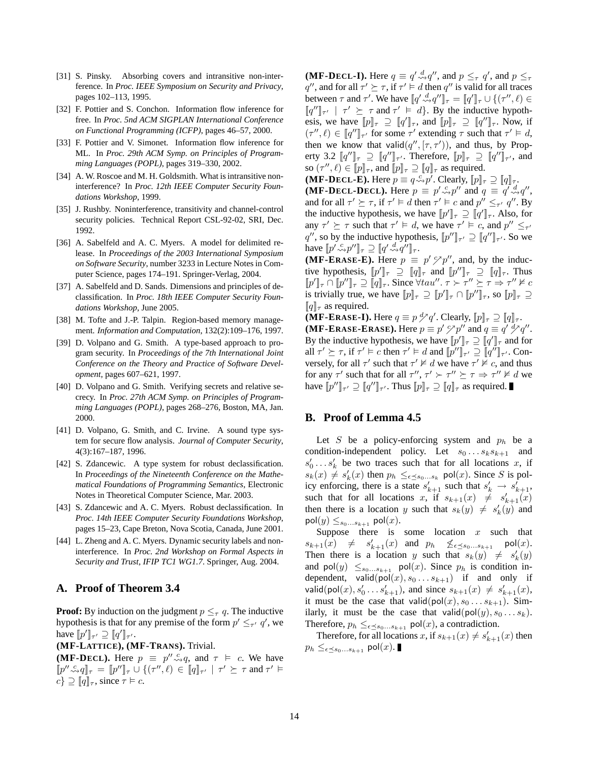[31] S. Pinsky. Absorbing covers and intransitive non-interference. In *Proc. IEEE Symposium on Security and Privacy*, pages 102–113, 1995.

[32] F. Pottier and S. Conchon. Information flow inference for free. In *Proc. 5nd ACM SIGPLAN International Conference on Functional Programming (ICFP)*, pages 46–57, 2000.

[33] F. Pottier and V. Simonet. Information flow inference for ML. In *Proc. 29th ACM Symp. on Principles of Programming Languages (POPL)*, pages 319–330, 2002.

[34] A. W. Roscoe and M. H. Goldsmith. What is intransitive noninterference? In *Proc. 12th IEEE Computer Security Foundations Workshop*, 1999.

[35] J. Rushby. Noninterference, transitivity and channel-control security policies. Technical Report CSL-92-02, SRI, Dec. 1992.

[36] A. Sabelfeld and A. C. Myers. A model for delimited release. In *Proceedings of the 2003 International Symposium on Software Security*, number 3233 in Lecture Notes in Computer Science, pages 174–191. Springer-Verlag, 2004.

[37] A. Sabelfeld and D. Sands. Dimensions and principles of declassification. In *Proc. 18th IEEE Computer Security Foundations Workshop*, June 2005.

[38] M. Tofte and J.-P. Talpin. Region-based memory management. *Information and Computation*, 132(2):109–176, 1997.

[39] D. Volpano and G. Smith. A type-based approach to program security. In *Proceedings of the 7th International Joint Conference on the Theory and Practice of Software Development*, pages 607–621, 1997.

[40] D. Volpano and G. Smith. Verifying secrets and relative secrecy. In *Proc. 27th ACM Symp. on Principles of Programming Languages (POPL)*, pages 268–276, Boston, MA, Jan. 2000.

[41] D. Volpano, G. Smith, and C. Irvine. A sound type system for secure flow analysis. *Journal of Computer Security*, 4(3):167–187, 1996.

[42] S. Zdancewic. A type system for robust declassification. In *Proceedings of the Nineteenth Conference on the Mathematical Foundations of Programming Semantics*, Electronic Notes in Theoretical Computer Science, Mar. 2003.

[43] S. Zdancewic and A. C. Myers. Robust declassification. In *Proc. 14th IEEE Computer Security Foundations Workshop*, pages 15–23, Cape Breton, Nova Scotia, Canada, June 2001.

[44] L. Zheng and A. C. Myers. Dynamic security labels and noninterference. In *Proc. 2nd Workshop on Formal Aspects in Security and Trust, IFIP TC1 WG1.7*. Springer, Aug. 2004.

## A. Proof of Theorem 3.4

**Proof:** By induction on the judgment $p \leq_\tau q$. The inductive hypothesis is that for any premise of the form $p' \leq_{\tau'} q'$, we have $[\![p']\!]_{\tau'} \supseteq [\![q']\!]_{\tau'}$.

**(MF-LATTICE), (MF-TRANS).** Trivial.

**(MF-DECL).** Here $p \equiv p'' \overset{c}{\rightsquigarrow} q$, and $\tau \vDash c$. We have $[\![p'' \overset{c}{\rightsquigarrow} q]\!]_\tau = [\![p'']\!]_\tau \cup \{(\tau'', \ell) \in [\![q]\!]_{\tau'} \mid \tau' \succeq \tau \text{ and } \tau' \vDash c\} \supseteq [\![q]\!]_\tau$, since $\tau \vDash c$.

**(MF-DECL-I).** Here $q \equiv q' \overset{d}{\rightsquigarrow} q''$, and $p \leq_\tau q'$, and $p \leq_\tau q''$, and for all $\tau' \succeq \tau$, if $\tau' \vDash d$ then $q''$ is valid for all traces between $\tau$ and $\tau'$. We have $[\![q' \overset{d}{\rightsquigarrow} q'']\!]_\tau = [\![q']\!]_\tau \cup \{(\tau'', \ell) \in [\![q'']\!]_{\tau'} \mid \tau' \succeq \tau \text{ and } \tau' \vDash d\}$. By the inductive hypothesis, we have $[\![p]\!]_\tau \supseteq [\![q']\!]_\tau$, and $[\![p]\!]_\tau \supseteq [\![q'']\!]_\tau$. Now, if $(\tau'', \ell) \in [\![q'']\!]_{\tau'}$ for some $\tau'$ extending $\tau$ such that $\tau' \vDash d$, then we know that $\mathsf{valid}(q'', [\tau, \tau'))$, and thus, by Property 3.2 $[\![q'']\!]_\tau \supseteq [\![q'']\!]_{\tau'}$. Therefore, $[\![p]\!]_\tau \supseteq [\![q'']\!]_{\tau'}$, and so $(\tau'', \ell) \in [\![p]\!]_\tau$, and $[\![p]\!]_\tau \supseteq [\![q]\!]_\tau$ as required.

**(MF-DECL-E).** Here $p \equiv q \overset{c}{\rightsquigarrow} p'$. Clearly, $[\![p]\!]_\tau \supseteq [\![q]\!]_\tau$.

**(MF-DECL-DECL).** Here $p \equiv p' \overset{c}{\rightsquigarrow} p''$ and $q \equiv q' \overset{d}{\rightsquigarrow} q''$, and for all $\tau' \succeq \tau$, if $\tau' \vDash d$ then $\tau' \vDash c$ and $p'' \leq_{\tau'} q''$. By the inductive hypothesis, we have $[\![p']\!]_\tau \supseteq [\![q']\!]_\tau$. Also, for any $\tau' \succeq \tau$ such that $\tau' \vDash d$, we have $\tau' \vDash c$, and $p'' \leq_{\tau'} q''$, so by the inductive hypothesis, $[\![p'']\!]_{\tau'} \supseteq [\![q'']\!]_{\tau'}$. So we have $[\![p' \overset{c}{\rightsquigarrow} p'']\!]_\tau \supseteq [\![q' \overset{d}{\rightsquigarrow} q'']\!]_\tau$.

**(MF-ERASE-E).** Here $p \equiv p' \overset{c}{\nearrow} p''$, and, by the inductive hypothesis, $[\![p']\!]_\tau \supseteq [\![q]\!]_\tau$ and $[\![p'']\!]_\tau \supseteq [\![q]\!]_\tau$. Thus $[\![p']\!]_\tau \cap [\![p'']\!]_\tau \supseteq [\![q]\!]_\tau$. Since $\forall tau''.\ \tau \succ \tau'' \succeq \tau \Rightarrow \tau'' \nvDash c$ is trivially true, we have $[\![p]\!]_\tau \supseteq [\![p']\!]_\tau \cap [\![p'']\!]_\tau$, so $[\![p]\!]_\tau \supseteq [\![q]\!]_\tau$ as required.

**(MF-ERASE-I).** Here $q \equiv p \overset{d}{\nearrow} q'$. Clearly, $[\![p]\!]_\tau \supseteq [\![q]\!]_\tau$.

**(MF-ERASE-ERASE).** Here $p \equiv p' \overset{c}{\nearrow} p''$ and $q \equiv q' \overset{d}{\nearrow} q''$. By the inductive hypothesis, we have $[\![p']\!]_\tau \supseteq [\![q']\!]_\tau$ and for all $\tau' \succeq \tau$, if $\tau' \vDash c$ then $\tau' \vDash d$ and $[\![p'']\!]_{\tau'} \supseteq [\![q'']\!]_{\tau'}$. Conversely, for all $\tau'$ such that $\tau' \nvDash d$ we have $\tau' \nvDash c$, and thus for any $\tau'$ such that for all $\tau''$, $\tau' \succ \tau'' \succeq \tau \Rightarrow \tau'' \nvDash d$ we have $[\![p'']\!]_{\tau'} \supseteq [\![q'']\!]_{\tau'}$. Thus $[\![p]\!]_\tau \supseteq [\![q]\!]_\tau$ as required. ∎

## B. Proof of Lemma 4.5

Let $S$ be a policy-enforcing system and $p_h$ be a condition-independent policy. Let $s_0 \ldots s_k s_{k+1}$ and $s'_0 \ldots s'_k$ be two traces such that for all locations $x$, if $s_k(x) \neq s'_k(x)$ then $p_h \leq_{\epsilon \preceq s_0 \ldots s_k} \mathsf{pol}(x)$. Since $S$ is policy enforcing, there is a state $s'_{k+1}$ such that $s'_k \to s'_{k+1}$, such that for all locations $x$, if $s_{k+1}(x) \neq s'_{k+1}(x)$ then there is a location $y$ such that $s_k(y) \neq s'_k(y)$ and $\mathsf{pol}(y) \leq_{s_0 \ldots s_{k+1}} \mathsf{pol}(x)$.

Suppose there is some location $x$ such that $s_{k+1}(x) \neq s'_{k+1}(x)$ and $p_h \not\leq_{\epsilon \preceq s_0 \ldots s_{k+1}} \mathsf{pol}(x)$. Then there is a location $y$ such that $s_k(y) \neq s'_k(y)$ and $\mathsf{pol}(y) \leq_{s_0 \ldots s_{k+1}} \mathsf{pol}(x)$. Since $p_h$ is condition independent, $\mathsf{valid}(\mathsf{pol}(x), s_0 \ldots s_{k+1})$ if and only if $\mathsf{valid}(\mathsf{pol}(x), s'_0 \ldots s'_{k+1})$, and since $s_{k+1}(x) \neq s'_{k+1}(x)$, it must be the case that $\mathsf{valid}(\mathsf{pol}(x), s_0 \ldots s_{k+1})$. Similarly, it must be the case that $\mathsf{valid}(\mathsf{pol}(y), s_0 \ldots s_k)$. Therefore, $p_h \leq_{\epsilon \preceq s_0 \ldots s_{k+1}} \mathsf{pol}(x)$, a contradiction.

Therefore, for all locations $x$, if $s_{k+1}(x) \neq s'_{k+1}(x)$ then $p_h \leq_{\epsilon \preceq s_0 \ldots s_{k+1}} \mathsf{pol}(x)$. ∎